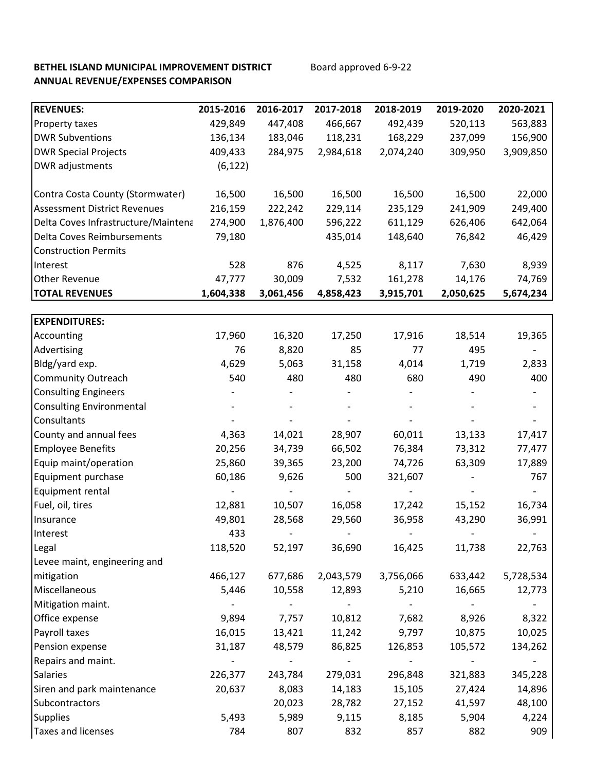**BETHEL ISLAND MUNICIPAL IMPROVEMENT DISTRICT** Board approved 6-9-22
**ANNUAL REVENUE/EXPENSES COMPARISON**

| **REVENUES:** | **2015-2016** | **2016-2017** | **2017-2018** | **2018-2019** | **2019-2020** | **2020-2021** |
|---|---|---|---|---|---|---|
| Property taxes | 429,849 | 447,408 | 466,667 | 492,439 | 520,113 | 563,883 |
| DWR Subventions | 136,134 | 183,046 | 118,231 | 168,229 | 237,099 | 156,900 |
| DWR Special Projects | 409,433 | 284,975 | 2,984,618 | 2,074,240 | 309,950 | 3,909,850 |
| DWR adjustments | (6,122) | | | | | |
| | | | | | | |
| Contra Costa County (Stormwater) | 16,500 | 16,500 | 16,500 | 16,500 | 16,500 | 22,000 |
| Assessment District Revenues | 216,159 | 222,242 | 229,114 | 235,129 | 241,909 | 249,400 |
| Delta Coves Infrastructure/Maintena | 274,900 | 1,876,400 | 596,222 | 611,129 | 626,406 | 642,064 |
| Delta Coves Reimbursements | 79,180 | | 435,014 | 148,640 | 76,842 | 46,429 |
| Construction Permits | | | | | | |
| Interest | 528 | 876 | 4,525 | 8,117 | 7,630 | 8,939 |
| Other Revenue | 47,777 | 30,009 | 7,532 | 161,278 | 14,176 | 74,769 |
| **TOTAL REVENUES** | **1,604,338** | **3,061,456** | **4,858,423** | **3,915,701** | **2,050,625** | **5,674,234** |

| **EXPENDITURES:** | | | | | | |
|---|---|---|---|---|---|---|
| Accounting | 17,960 | 16,320 | 17,250 | 17,916 | 18,514 | 19,365 |
| Advertising | 76 | 8,820 | 85 | 77 | 495 | - |
| Bldg/yard exp. | 4,629 | 5,063 | 31,158 | 4,014 | 1,719 | 2,833 |
| Community Outreach | 540 | 480 | 480 | 680 | 490 | 400 |
| Consulting Engineers | - | - | - | - | - | - |
| Consulting Environmental | - | - | - | - | - | - |
| Consultants | - | - | - | - | - | - |
| County and annual fees | 4,363 | 14,021 | 28,907 | 60,011 | 13,133 | 17,417 |
| Employee Benefits | 20,256 | 34,739 | 66,502 | 76,384 | 73,312 | 77,477 |
| Equip maint/operation | 25,860 | 39,365 | 23,200 | 74,726 | 63,309 | 17,889 |
| Equipment purchase | 60,186 | 9,626 | 500 | 321,607 | - | 767 |
| Equipment rental | - | - | - | - | - | - |
| Fuel, oil, tires | 12,881 | 10,507 | 16,058 | 17,242 | 15,152 | 16,734 |
| Insurance | 49,801 | 28,568 | 29,560 | 36,958 | 43,290 | 36,991 |
| Interest | 433 | - | - | - | - | - |
| Legal | 118,520 | 52,197 | 36,690 | 16,425 | 11,738 | 22,763 |
| Levee maint, engineering and mitigation | 466,127 | 677,686 | 2,043,579 | 3,756,066 | 633,442 | 5,728,534 |
| Miscellaneous | 5,446 | 10,558 | 12,893 | 5,210 | 16,665 | 12,773 |
| Mitigation maint. | - | - | - | - | - | - |
| Office expense | 9,894 | 7,757 | 10,812 | 7,682 | 8,926 | 8,322 |
| Payroll taxes | 16,015 | 13,421 | 11,242 | 9,797 | 10,875 | 10,025 |
| Pension expense | 31,187 | 48,579 | 86,825 | 126,853 | 105,572 | 134,262 |
| Repairs and maint. | - | - | - | - | - | - |
| Salaries | 226,377 | 243,784 | 279,031 | 296,848 | 321,883 | 345,228 |
| Siren and park maintenance | 20,637 | 8,083 | 14,183 | 15,105 | 27,424 | 14,896 |
| Subcontractors | | 20,023 | 28,782 | 27,152 | 41,597 | 48,100 |
| Supplies | 5,493 | 5,989 | 9,115 | 8,185 | 5,904 | 4,224 |
| Taxes and licenses | 784 | 807 | 832 | 857 | 882 | 909 |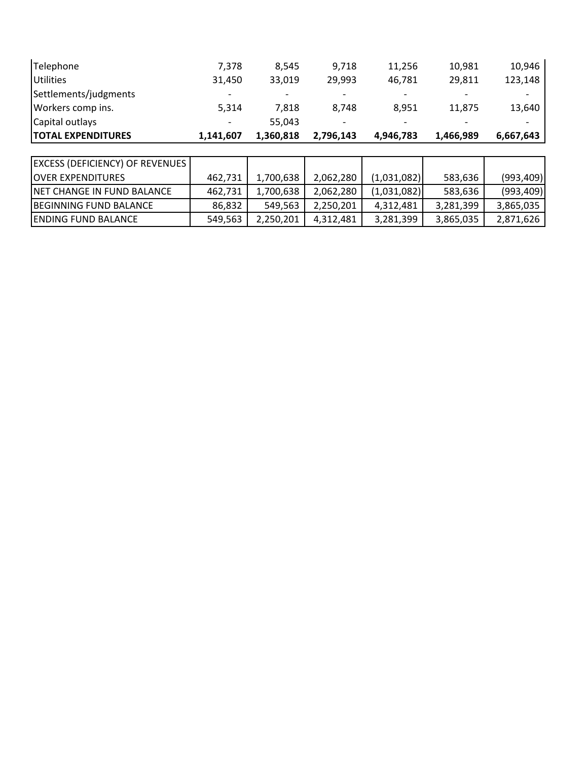| | | | | | | |
|---|---|---|---|---|---|---|
| Telephone | 7,378 | 8,545 | 9,718 | 11,256 | 10,981 | 10,946 |
| Utilities | 31,450 | 33,019 | 29,993 | 46,781 | 29,811 | 123,148 |
| Settlements/judgments | - | - | - | - | - | - |
| Workers comp ins. | 5,314 | 7,818 | 8,748 | 8,951 | 11,875 | 13,640 |
| Capital outlays | - | 55,043 | - | - | - | - |
| **TOTAL EXPENDITURES** | **1,141,607** | **1,360,818** | **2,796,143** | **4,946,783** | **1,466,989** | **6,667,643** |

| | | | | | | |
|---|---|---|---|---|---|---|
| EXCESS (DEFICIENCY) OF REVENUES OVER EXPENDITURES | 462,731 | 1,700,638 | 2,062,280 | (1,031,082) | 583,636 | (993,409) |
| NET CHANGE IN FUND BALANCE | 462,731 | 1,700,638 | 2,062,280 | (1,031,082) | 583,636 | (993,409) |
| BEGINNING FUND BALANCE | 86,832 | 549,563 | 2,250,201 | 4,312,481 | 3,281,399 | 3,865,035 |
| ENDING FUND BALANCE | 549,563 | 2,250,201 | 4,312,481 | 3,281,399 | 3,865,035 | 2,871,626 |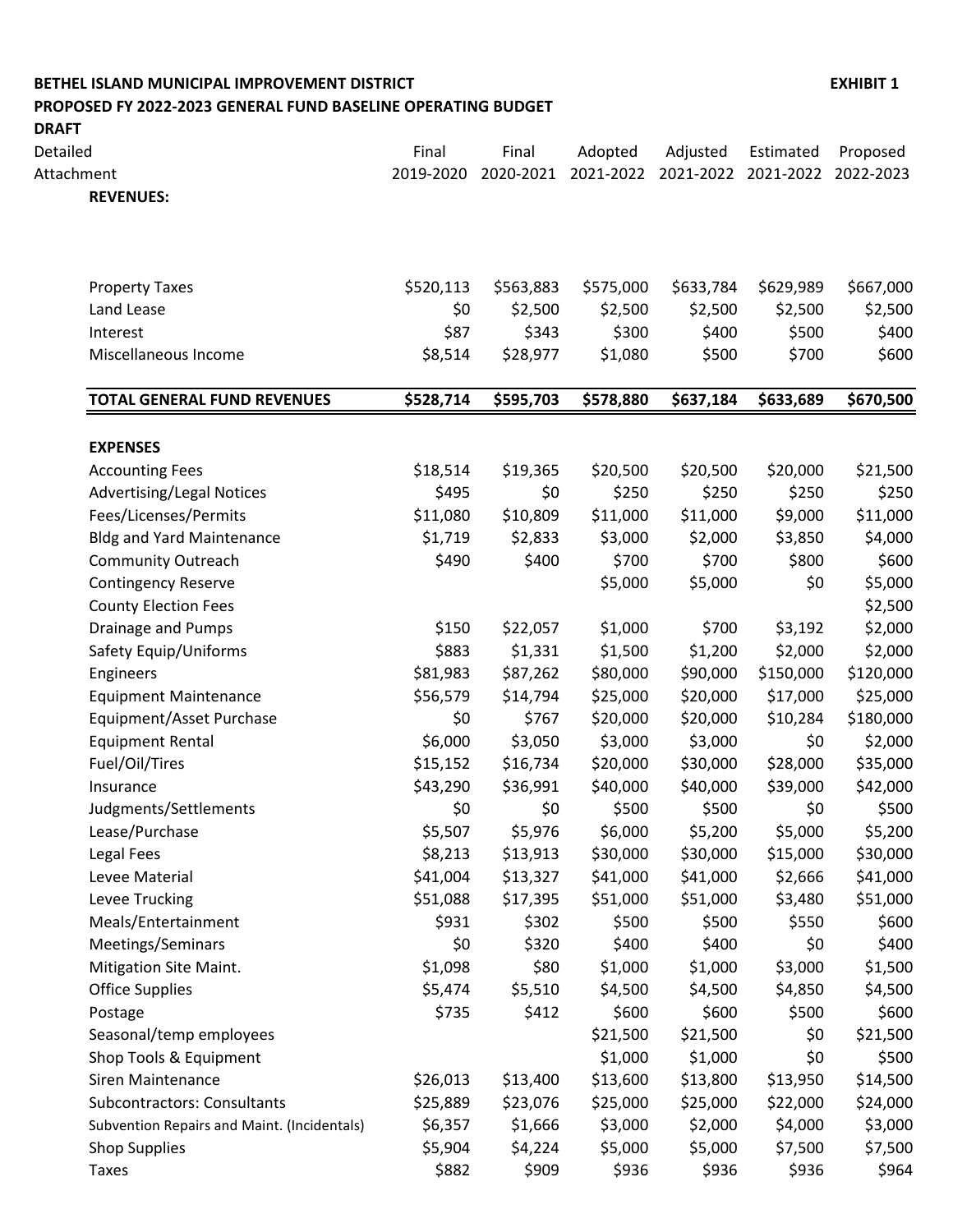**BETHEL ISLAND MUNICIPAL IMPROVEMENT DISTRICT** **EXHIBIT 1**

**PROPOSED FY 2022-2023 GENERAL FUND BASELINE OPERATING BUDGET**

**DRAFT**

| Detailed Attachment | Final 2019-2020 | Final 2020-2021 | Adopted 2021-2022 | Adjusted 2021-2022 | Estimated 2021-2022 | Proposed 2022-2023 |
|---|---|---|---|---|---|---|
| **REVENUES:** | | | | | | |
| Property Taxes | $520,113 | $563,883 | $575,000 | $633,784 | $629,989 | $667,000 |
| Land Lease | $0 | $2,500 | $2,500 | $2,500 | $2,500 | $2,500 |
| Interest | $87 | $343 | $300 | $400 | $500 | $400 |
| Miscellaneous Income | $8,514 | $28,977 | $1,080 | $500 | $700 | $600 |
| **TOTAL GENERAL FUND REVENUES** | **$528,714** | **$595,703** | **$578,880** | **$637,184** | **$633,689** | **$670,500** |
| **EXPENSES** | | | | | | |
| Accounting Fees | $18,514 | $19,365 | $20,500 | $20,500 | $20,000 | $21,500 |
| Advertising/Legal Notices | $495 | $0 | $250 | $250 | $250 | $250 |
| Fees/Licenses/Permits | $11,080 | $10,809 | $11,000 | $11,000 | $9,000 | $11,000 |
| Bldg and Yard Maintenance | $1,719 | $2,833 | $3,000 | $2,000 | $3,850 | $4,000 |
| Community Outreach | $490 | $400 | $700 | $700 | $800 | $600 |
| Contingency Reserve | | | $5,000 | $5,000 | $0 | $5,000 |
| County Election Fees | | | | | | $2,500 |
| Drainage and Pumps | $150 | $22,057 | $1,000 | $700 | $3,192 | $2,000 |
| Safety Equip/Uniforms | $883 | $1,331 | $1,500 | $1,200 | $2,000 | $2,000 |
| Engineers | $81,983 | $87,262 | $80,000 | $90,000 | $150,000 | $120,000 |
| Equipment Maintenance | $56,579 | $14,794 | $25,000 | $20,000 | $17,000 | $25,000 |
| Equipment/Asset Purchase | $0 | $767 | $20,000 | $20,000 | $10,284 | $180,000 |
| Equipment Rental | $6,000 | $3,050 | $3,000 | $3,000 | $0 | $2,000 |
| Fuel/Oil/Tires | $15,152 | $16,734 | $20,000 | $30,000 | $28,000 | $35,000 |
| Insurance | $43,290 | $36,991 | $40,000 | $40,000 | $39,000 | $42,000 |
| Judgments/Settlements | $0 | $0 | $500 | $500 | $0 | $500 |
| Lease/Purchase | $5,507 | $5,976 | $6,000 | $5,200 | $5,000 | $5,200 |
| Legal Fees | $8,213 | $13,913 | $30,000 | $30,000 | $15,000 | $30,000 |
| Levee Material | $41,004 | $13,327 | $41,000 | $41,000 | $2,666 | $41,000 |
| Levee Trucking | $51,088 | $17,395 | $51,000 | $51,000 | $3,480 | $51,000 |
| Meals/Entertainment | $931 | $302 | $500 | $500 | $550 | $600 |
| Meetings/Seminars | $0 | $320 | $400 | $400 | $0 | $400 |
| Mitigation Site Maint. | $1,098 | $80 | $1,000 | $1,000 | $3,000 | $1,500 |
| Office Supplies | $5,474 | $5,510 | $4,500 | $4,500 | $4,850 | $4,500 |
| Postage | $735 | $412 | $600 | $600 | $500 | $600 |
| Seasonal/temp employees | | | $21,500 | $21,500 | $0 | $21,500 |
| Shop Tools & Equipment | | | $1,000 | $1,000 | $0 | $500 |
| Siren Maintenance | $26,013 | $13,400 | $13,600 | $13,800 | $13,950 | $14,500 |
| Subcontractors: Consultants | $25,889 | $23,076 | $25,000 | $25,000 | $22,000 | $24,000 |
| Subvention Repairs and Maint. (Incidentals) | $6,357 | $1,666 | $3,000 | $2,000 | $4,000 | $3,000 |
| Shop Supplies | $5,904 | $4,224 | $5,000 | $5,000 | $7,500 | $7,500 |
| Taxes | $882 | $909 | $936 | $936 | $936 | $964 |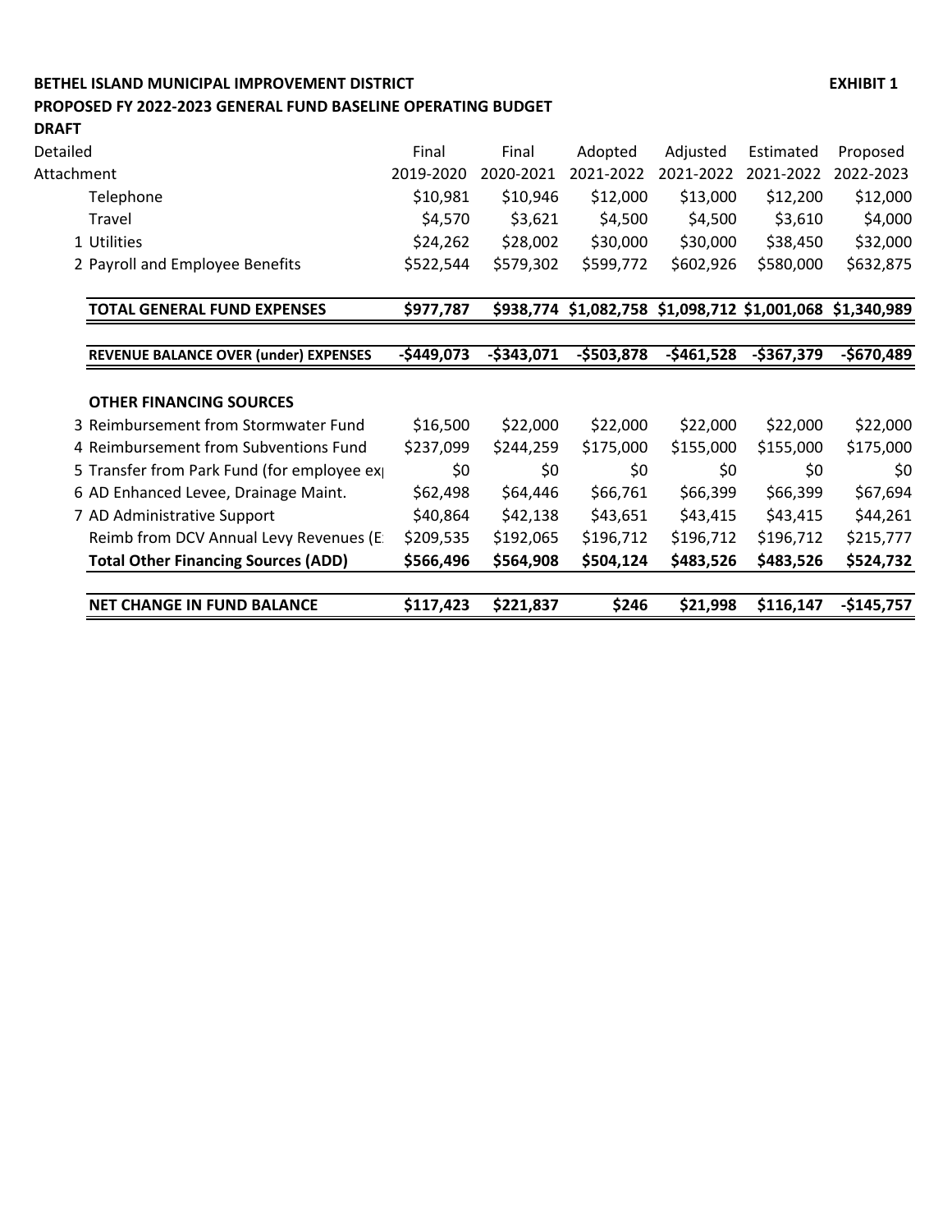**BETHEL ISLAND MUNICIPAL IMPROVEMENT DISTRICT** **EXHIBIT 1**

**PROPOSED FY 2022-2023 GENERAL FUND BASELINE OPERATING BUDGET**

**DRAFT**

| Detailed Attachment | | Final 2019-2020 | Final 2020-2021 | Adopted 2021-2022 | Adjusted 2021-2022 | Estimated 2021-2022 | Proposed 2022-2023 |
|---|---|---|---|---|---|---|---|
| | Telephone | $10,981 | $10,946 | $12,000 | $13,000 | $12,200 | $12,000 |
| | Travel | $4,570 | $3,621 | $4,500 | $4,500 | $3,610 | $4,000 |
| 1 | Utilities | $24,262 | $28,002 | $30,000 | $30,000 | $38,450 | $32,000 |
| 2 | Payroll and Employee Benefits | $522,544 | $579,302 | $599,772 | $602,926 | $580,000 | $632,875 |
| | **TOTAL GENERAL FUND EXPENSES** | **$977,787** | **$938,774** | **$1,082,758** | **$1,098,712** | **$1,001,068** | **$1,340,989** |
| | **REVENUE BALANCE OVER (under) EXPENSES** | **-$449,073** | **-$343,071** | **-$503,878** | **-$461,528** | **-$367,379** | **-$670,489** |
| | **OTHER FINANCING SOURCES** | | | | | | |
| 3 | Reimbursement from Stormwater Fund | $16,500 | $22,000 | $22,000 | $22,000 | $22,000 | $22,000 |
| 4 | Reimbursement from Subventions Fund | $237,099 | $244,259 | $175,000 | $155,000 | $155,000 | $175,000 |
| 5 | Transfer from Park Fund (for employee ex | $0 | $0 | $0 | $0 | $0 | $0 |
| 6 | AD Enhanced Levee, Drainage Maint. | $62,498 | $64,446 | $66,761 | $66,399 | $66,399 | $67,694 |
| 7 | AD Administrative Support | $40,864 | $42,138 | $43,651 | $43,415 | $43,415 | $44,261 |
| | Reimb from DCV Annual Levy Revenues (E | $209,535 | $192,065 | $196,712 | $196,712 | $196,712 | $215,777 |
| | **Total Other Financing Sources (ADD)** | **$566,496** | **$564,908** | **$504,124** | **$483,526** | **$483,526** | **$524,732** |
| | **NET CHANGE IN FUND BALANCE** | **$117,423** | **$221,837** | **$246** | **$21,998** | **$116,147** | **-$145,757** |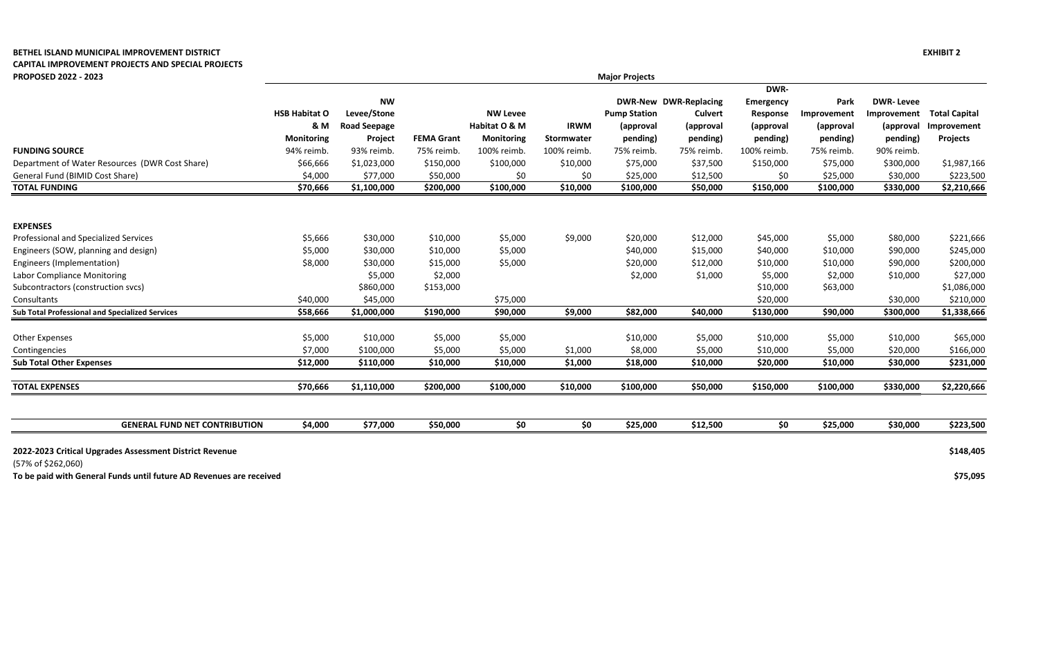**BETHEL ISLAND MUNICIPAL IMPROVEMENT DISTRICT** **EXHIBIT 2**
**CAPITAL IMPROVEMENT PROJECTS AND SPECIAL PROJECTS**
**PROPOSED 2022 - 2023**

| | Major Projects | | | | | | | | | | |
|---|---|---|---|---|---|---|---|---|---|---|---|
| | **HSB Habitat O & M Monitoring** | **NW Levee/Stone Road Seepage Project** | **FEMA Grant** | **NW Levee Habitat O & M Monitoring** | **IRWM Stormwater** | **DWR-New Pump Station (approval pending)** | **DWR-Replacing Culvert (approval pending)** | **DWR-Emergency Response (approval pending)** | **Park Improvement (approval pending)** | **DWR-Levee Improvement (approval pending)** | **Total Capital Improvement Projects** |
| **FUNDING SOURCE** | 94% reimb. | 93% reimb. | 75% reimb. | 100% reimb. | 100% reimb. | 75% reimb. | 75% reimb. | 100% reimb. | 75% reimb. | 90% reimb. | |
| Department of Water Resources (DWR Cost Share) | $66,666 | $1,023,000 | $150,000 | $100,000 | $10,000 | $75,000 | $37,500 | $150,000 | $75,000 | $300,000 | $1,987,166 |
| General Fund (BIMID Cost Share) | $4,000 | $77,000 | $50,000 | $0 | $0 | $25,000 | $12,500 | $0 | $25,000 | $30,000 | $223,500 |
| **TOTAL FUNDING** | **$70,666** | **$1,100,000** | **$200,000** | **$100,000** | **$10,000** | **$100,000** | **$50,000** | **$150,000** | **$100,000** | **$330,000** | **$2,210,666** |
| | | | | | | | | | | | |
| **EXPENSES** | | | | | | | | | | | |
| Professional and Specialized Services | $5,666 | $30,000 | $10,000 | $5,000 | $9,000 | $20,000 | $12,000 | $45,000 | $5,000 | $80,000 | $221,666 |
| Engineers (SOW, planning and design) | $5,000 | $30,000 | $10,000 | $5,000 | | $40,000 | $15,000 | $40,000 | $10,000 | $90,000 | $245,000 |
| Engineers (Implementation) | $8,000 | $30,000 | $15,000 | $5,000 | | $20,000 | $12,000 | $10,000 | $10,000 | $90,000 | $200,000 |
| Labor Compliance Monitoring | | $5,000 | $2,000 | | | $2,000 | $1,000 | $5,000 | $2,000 | $10,000 | $27,000 |
| Subcontractors (construction svcs) | | $860,000 | $153,000 | | | | | $10,000 | $63,000 | | $1,086,000 |
| Consultants | $40,000 | $45,000 | | $75,000 | | | | $20,000 | | $30,000 | $210,000 |
| **Sub Total Professional and Specialized Services** | **$58,666** | **$1,000,000** | **$190,000** | **$90,000** | **$9,000** | **$82,000** | **$40,000** | **$130,000** | **$90,000** | **$300,000** | **$1,338,666** |
| | | | | | | | | | | | |
| Other Expenses | $5,000 | $10,000 | $5,000 | $5,000 | | $10,000 | $5,000 | $10,000 | $5,000 | $10,000 | $65,000 |
| Contingencies | $7,000 | $100,000 | $5,000 | $5,000 | $1,000 | $8,000 | $5,000 | $10,000 | $5,000 | $20,000 | $166,000 |
| **Sub Total Other Expenses** | **$12,000** | **$110,000** | **$10,000** | **$10,000** | **$1,000** | **$18,000** | **$10,000** | **$20,000** | **$10,000** | **$30,000** | **$231,000** |
| | | | | | | | | | | | |
| **TOTAL EXPENSES** | **$70,666** | **$1,110,000** | **$200,000** | **$100,000** | **$10,000** | **$100,000** | **$50,000** | **$150,000** | **$100,000** | **$330,000** | **$2,220,666** |
| | | | | | | | | | | | |
| **GENERAL FUND NET CONTRIBUTION** | **$4,000** | **$77,000** | **$50,000** | **$0** | **$0** | **$25,000** | **$12,500** | **$0** | **$25,000** | **$30,000** | **$223,500** |

**2022-2023 Critical Upgrades Assessment District Revenue** **$148,405**
(57% of $262,060)

**To be paid with General Funds until future AD Revenues are received** **$75,095**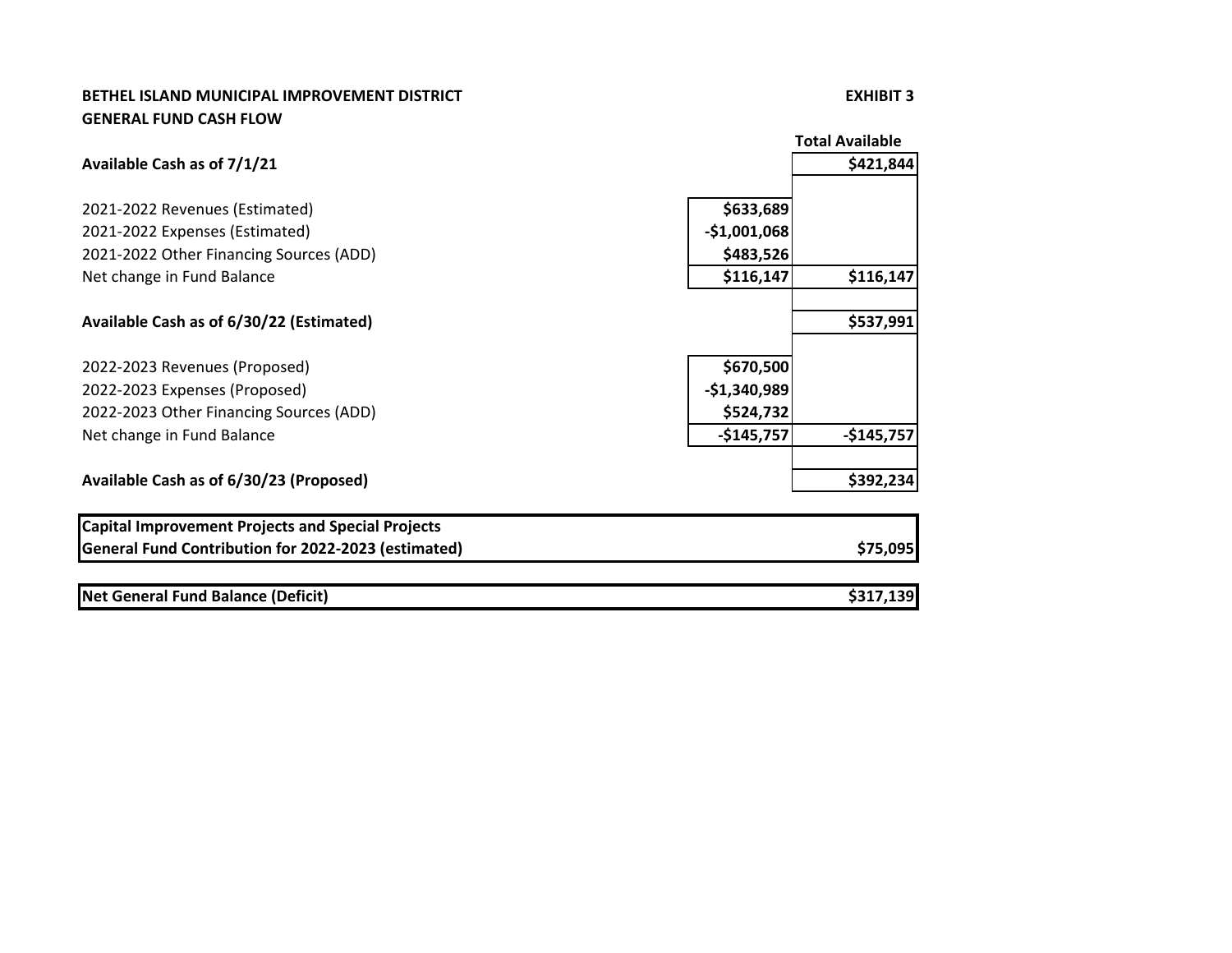**BETHEL ISLAND MUNICIPAL IMPROVEMENT DISTRICT**

**GENERAL FUND CASH FLOW**

**EXHIBIT 3**

| | | Total Available |
|---|---|---|
| **Available Cash as of 7/1/21** | | **$421,844** |
| | | |
| 2021-2022 Revenues (Estimated) | **$633,689** | |
| 2021-2022 Expenses (Estimated) | **-$1,001,068** | |
| 2021-2022 Other Financing Sources (ADD) | **$483,526** | |
| Net change in Fund Balance | **$116,147** | **$116,147** |
| | | |
| **Available Cash as of 6/30/22 (Estimated)** | | **$537,991** |
| | | |
| 2022-2023 Revenues (Proposed) | **$670,500** | |
| 2022-2023 Expenses (Proposed) | **-$1,340,989** | |
| 2022-2023 Other Financing Sources (ADD) | **$524,732** | |
| Net change in Fund Balance | **-$145,757** | **-$145,757** |
| | | |
| **Available Cash as of 6/30/23 (Proposed)** | | **$392,234** |
| | | |
| **Capital Improvement Projects and Special Projects General Fund Contribution for 2022-2023 (estimated)** | | **$75,095** |
| | | |
| **Net General Fund Balance (Deficit)** | | **$317,139** |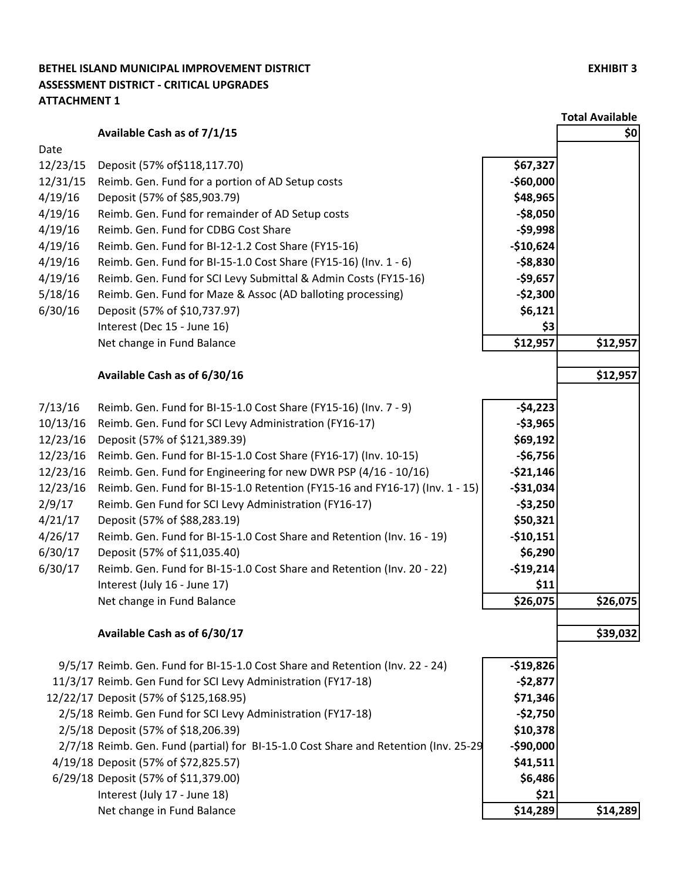**BETHEL ISLAND MUNICIPAL IMPROVEMENT DISTRICT** **EXHIBIT 3**

**ASSESSMENT DISTRICT - CRITICAL UPGRADES**

**ATTACHMENT 1**

| Date | Description | Amount | Total Available |
|---|---|---|---|
| | **Available Cash as of 7/1/15** | | $0 |
| 12/23/15 | Deposit (57% of$118,117.70) | $67,327 | |
| 12/31/15 | Reimb. Gen. Fund for a portion of AD Setup costs | -$60,000 | |
| 4/19/16 | Deposit (57% of $85,903.79) | $48,965 | |
| 4/19/16 | Reimb. Gen. Fund for remainder of AD Setup costs | -$8,050 | |
| 4/19/16 | Reimb. Gen. Fund for CDBG Cost Share | -$9,998 | |
| 4/19/16 | Reimb. Gen. Fund for BI-12-1.2 Cost Share (FY15-16) | -$10,624 | |
| 4/19/16 | Reimb. Gen. Fund for BI-15-1.0 Cost Share (FY15-16) (Inv. 1 - 6) | -$8,830 | |
| 4/19/16 | Reimb. Gen. Fund for SCI Levy Submittal & Admin Costs (FY15-16) | -$9,657 | |
| 5/18/16 | Reimb. Gen. Fund for Maze & Assoc (AD balloting processing) | -$2,300 | |
| 6/30/16 | Deposit (57% of $10,737.97) | $6,121 | |
| | Interest (Dec 15 - June 16) | $3 | |
| | Net change in Fund Balance | $12,957 | $12,957 |
| | **Available Cash as of 6/30/16** | | $12,957 |
| 7/13/16 | Reimb. Gen. Fund for BI-15-1.0 Cost Share (FY15-16) (Inv. 7 - 9) | -$4,223 | |
| 10/13/16 | Reimb. Gen. Fund for SCI Levy Administration (FY16-17) | -$3,965 | |
| 12/23/16 | Deposit (57% of $121,389.39) | $69,192 | |
| 12/23/16 | Reimb. Gen. Fund for BI-15-1.0 Cost Share (FY16-17) (Inv. 10-15) | -$6,756 | |
| 12/23/16 | Reimb. Gen. Fund for Engineering for new DWR PSP (4/16 - 10/16) | -$21,146 | |
| 12/23/16 | Reimb. Gen. Fund for BI-15-1.0 Retention (FY15-16 and FY16-17) (Inv. 1 - 15) | -$31,034 | |
| 2/9/17 | Reimb. Gen Fund for SCI Levy Administration (FY16-17) | -$3,250 | |
| 4/21/17 | Deposit (57% of $88,283.19) | $50,321 | |
| 4/26/17 | Reimb. Gen. Fund for BI-15-1.0 Cost Share and Retention (Inv. 16 - 19) | -$10,151 | |
| 6/30/17 | Deposit (57% of $11,035.40) | $6,290 | |
| 6/30/17 | Reimb. Gen. Fund for BI-15-1.0 Cost Share and Retention (Inv. 20 - 22) | -$19,214 | |
| | Interest (July 16 - June 17) | $11 | |
| | Net change in Fund Balance | $26,075 | $26,075 |
| | **Available Cash as of 6/30/17** | | $39,032 |
| 9/5/17 | Reimb. Gen. Fund for BI-15-1.0 Cost Share and Retention (Inv. 22 - 24) | -$19,826 | |
| 11/3/17 | Reimb. Gen Fund for SCI Levy Administration (FY17-18) | -$2,877 | |
| 12/22/17 | Deposit (57% of $125,168.95) | $71,346 | |
| 2/5/18 | Reimb. Gen Fund for SCI Levy Administration (FY17-18) | -$2,750 | |
| 2/5/18 | Deposit (57% of $18,206.39) | $10,378 | |
| 2/7/18 | Reimb. Gen. Fund (partial) for BI-15-1.0 Cost Share and Retention (Inv. 25-29 | -$90,000 | |
| 4/19/18 | Deposit (57% of $72,825.57) | $41,511 | |
| 6/29/18 | Deposit (57% of $11,379.00) | $6,486 | |
| | Interest (July 17 - June 18) | $21 | |
| | Net change in Fund Balance | $14,289 | $14,289 |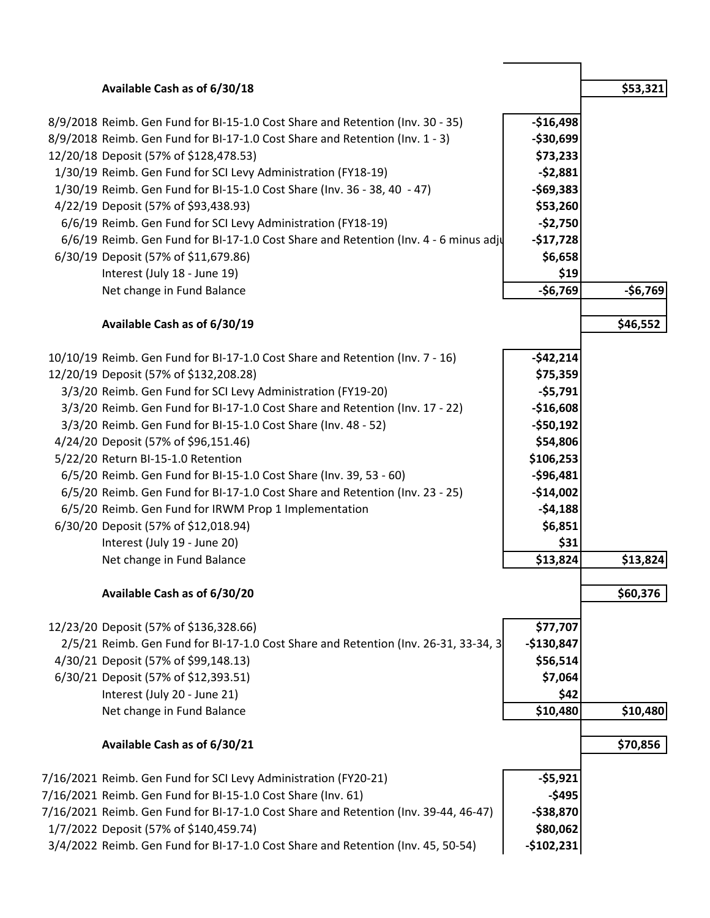| Date | Description | Amount | Balance |
|---|---|---|---|
| | **Available Cash as of 6/30/18** | | **$53,321** |
| 8/9/2018 | Reimb. Gen Fund for BI-15-1.0 Cost Share and Retention (Inv. 30 - 35) | -$16,498 | |
| 8/9/2018 | Reimb. Gen Fund for BI-17-1.0 Cost Share and Retention (Inv. 1 - 3) | -$30,699 | |
| 12/20/18 | Deposit (57% of $128,478.53) | $73,233 | |
| 1/30/19 | Reimb. Gen Fund for SCI Levy Administration (FY18-19) | -$2,881 | |
| 1/30/19 | Reimb. Gen Fund for BI-15-1.0 Cost Share (Inv. 36 - 38, 40 - 47) | -$69,383 | |
| 4/22/19 | Deposit (57% of $93,438.93) | $53,260 | |
| 6/6/19 | Reimb. Gen Fund for SCI Levy Administration (FY18-19) | -$2,750 | |
| 6/6/19 | Reimb. Gen Fund for BI-17-1.0 Cost Share and Retention (Inv. 4 - 6 minus adj | -$17,728 | |
| 6/30/19 | Deposit (57% of $11,679.86) | $6,658 | |
| | Interest (July 18 - June 19) | $19 | |
| | Net change in Fund Balance | -$6,769 | -$6,769 |
| | **Available Cash as of 6/30/19** | | **$46,552** |
| 10/10/19 | Reimb. Gen Fund for BI-17-1.0 Cost Share and Retention (Inv. 7 - 16) | -$42,214 | |
| 12/20/19 | Deposit (57% of $132,208.28) | $75,359 | |
| 3/3/20 | Reimb. Gen Fund for SCI Levy Administration (FY19-20) | -$5,791 | |
| 3/3/20 | Reimb. Gen Fund for BI-17-1.0 Cost Share and Retention (Inv. 17 - 22) | -$16,608 | |
| 3/3/20 | Reimb. Gen Fund for BI-15-1.0 Cost Share (Inv. 48 - 52) | -$50,192 | |
| 4/24/20 | Deposit (57% of $96,151.46) | $54,806 | |
| 5/22/20 | Return BI-15-1.0 Retention | $106,253 | |
| 6/5/20 | Reimb. Gen Fund for BI-15-1.0 Cost Share (Inv. 39, 53 - 60) | -$96,481 | |
| 6/5/20 | Reimb. Gen Fund for BI-17-1.0 Cost Share and Retention (Inv. 23 - 25) | -$14,002 | |
| 6/5/20 | Reimb. Gen Fund for IRWM Prop 1 Implementation | -$4,188 | |
| 6/30/20 | Deposit (57% of $12,018.94) | $6,851 | |
| | Interest (July 19 - June 20) | $31 | |
| | Net change in Fund Balance | $13,824 | $13,824 |
| | **Available Cash as of 6/30/20** | | **$60,376** |
| 12/23/20 | Deposit (57% of $136,328.66) | $77,707 | |
| 2/5/21 | Reimb. Gen Fund for BI-17-1.0 Cost Share and Retention (Inv. 26-31, 33-34, 3 | -$130,847 | |
| 4/30/21 | Deposit (57% of $99,148.13) | $56,514 | |
| 6/30/21 | Deposit (57% of $12,393.51) | $7,064 | |
| | Interest (July 20 - June 21) | $42 | |
| | Net change in Fund Balance | $10,480 | $10,480 |
| | **Available Cash as of 6/30/21** | | **$70,856** |
| 7/16/2021 | Reimb. Gen Fund for SCI Levy Administration (FY20-21) | -$5,921 | |
| 7/16/2021 | Reimb. Gen Fund for BI-15-1.0 Cost Share (Inv. 61) | -$495 | |
| 7/16/2021 | Reimb. Gen Fund for BI-17-1.0 Cost Share and Retention (Inv. 39-44, 46-47) | -$38,870 | |
| 1/7/2022 | Deposit (57% of $140,459.74) | $80,062 | |
| 3/4/2022 | Reimb. Gen Fund for BI-17-1.0 Cost Share and Retention (Inv. 45, 50-54) | -$102,231 | |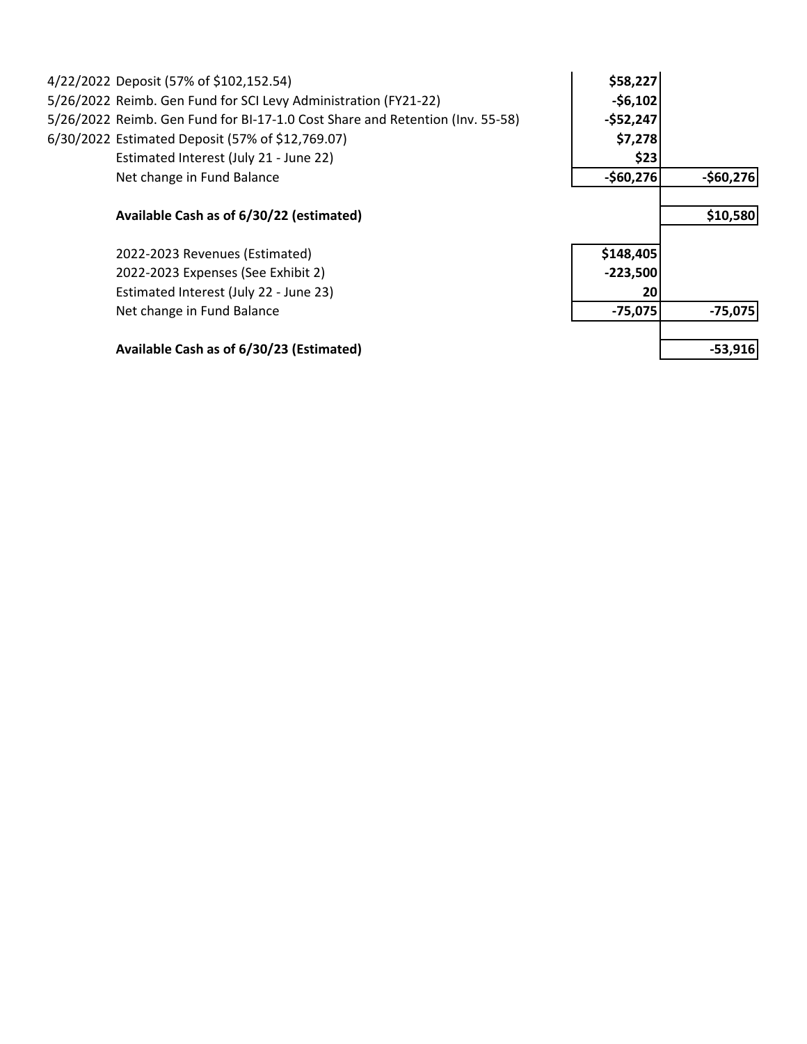| | | |
|---|---|---|
| 4/22/2022 Deposit (57% of $102,152.54) | **$58,227** | |
| 5/26/2022 Reimb. Gen Fund for SCI Levy Administration (FY21-22) | **-$6,102** | |
| 5/26/2022 Reimb. Gen Fund for BI-17-1.0 Cost Share and Retention (Inv. 55-58) | **-$52,247** | |
| 6/30/2022 Estimated Deposit (57% of $12,769.07) | **$7,278** | |
| Estimated Interest (July 21 - June 22) | **$23** | |
| Net change in Fund Balance | **-$60,276** | **-$60,276** |
| | | |
| **Available Cash as of 6/30/22 (estimated)** | | **$10,580** |
| | | |
| 2022-2023 Revenues (Estimated) | **$148,405** | |
| 2022-2023 Expenses (See Exhibit 2) | **-223,500** | |
| Estimated Interest (July 22 - June 23) | **20** | |
| Net change in Fund Balance | **-75,075** | **-75,075** |
| | | |
| **Available Cash as of 6/30/23 (Estimated)** | | **-53,916** |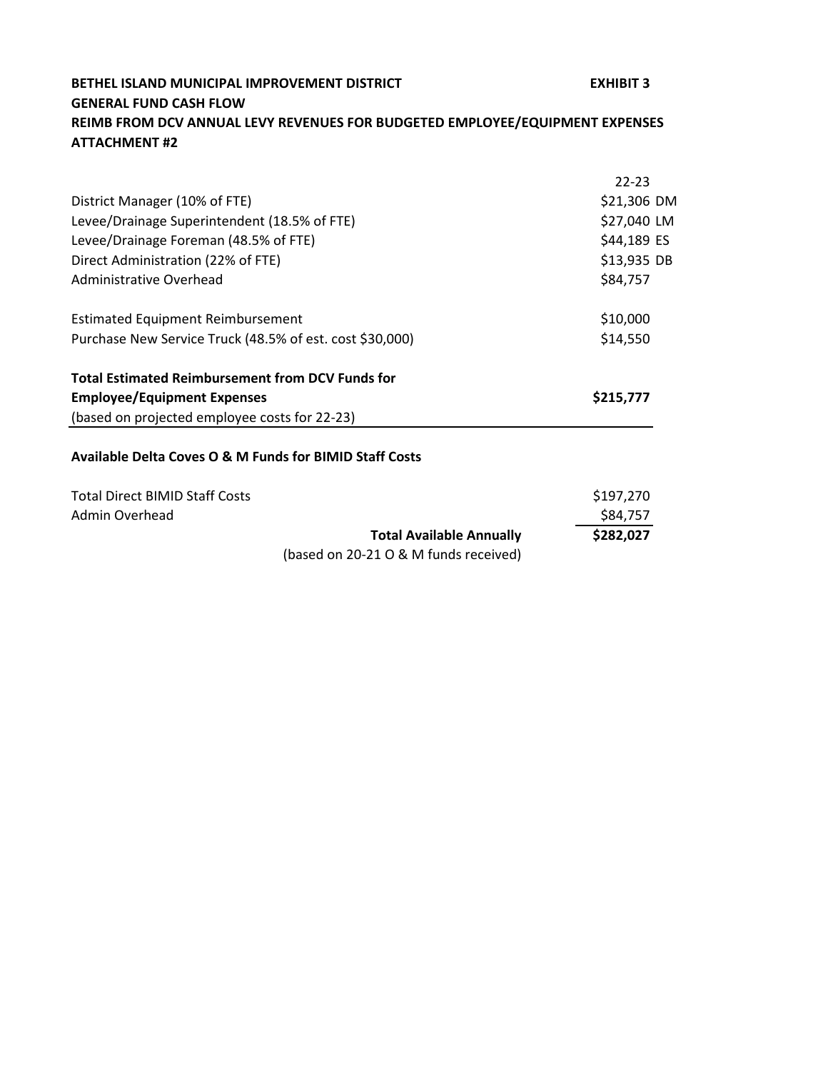**BETHEL ISLAND MUNICIPAL IMPROVEMENT DISTRICT** **EXHIBIT 3**
**GENERAL FUND CASH FLOW**
**REIMB FROM DCV ANNUAL LEVY REVENUES FOR BUDGETED EMPLOYEE/EQUIPMENT EXPENSES**
**ATTACHMENT #2**

| | 22-23 | |
|---|---|---|
| District Manager (10% of FTE) | $21,306 | DM |
| Levee/Drainage Superintendent (18.5% of FTE) | $27,040 | LM |
| Levee/Drainage Foreman (48.5% of FTE) | $44,189 | ES |
| Direct Administration (22% of FTE) | $13,935 | DB |
| Administrative Overhead | $84,757 | |
| | | |
| Estimated Equipment Reimbursement | $10,000 | |
| Purchase New Service Truck (48.5% of est. cost $30,000) | $14,550 | |
| | | |
| **Total Estimated Reimbursement from DCV Funds for Employee/Equipment Expenses** | **$215,777** | |
| (based on projected employee costs for 22-23) | | |

**Available Delta Coves O & M Funds for BIMID Staff Costs**

| | |
|---|---|
| Total Direct BIMID Staff Costs | $197,270 |
| Admin Overhead | $84,757 |
| **Total Available Annually** | **$282,027** |
| (based on 20-21 O & M funds received) | |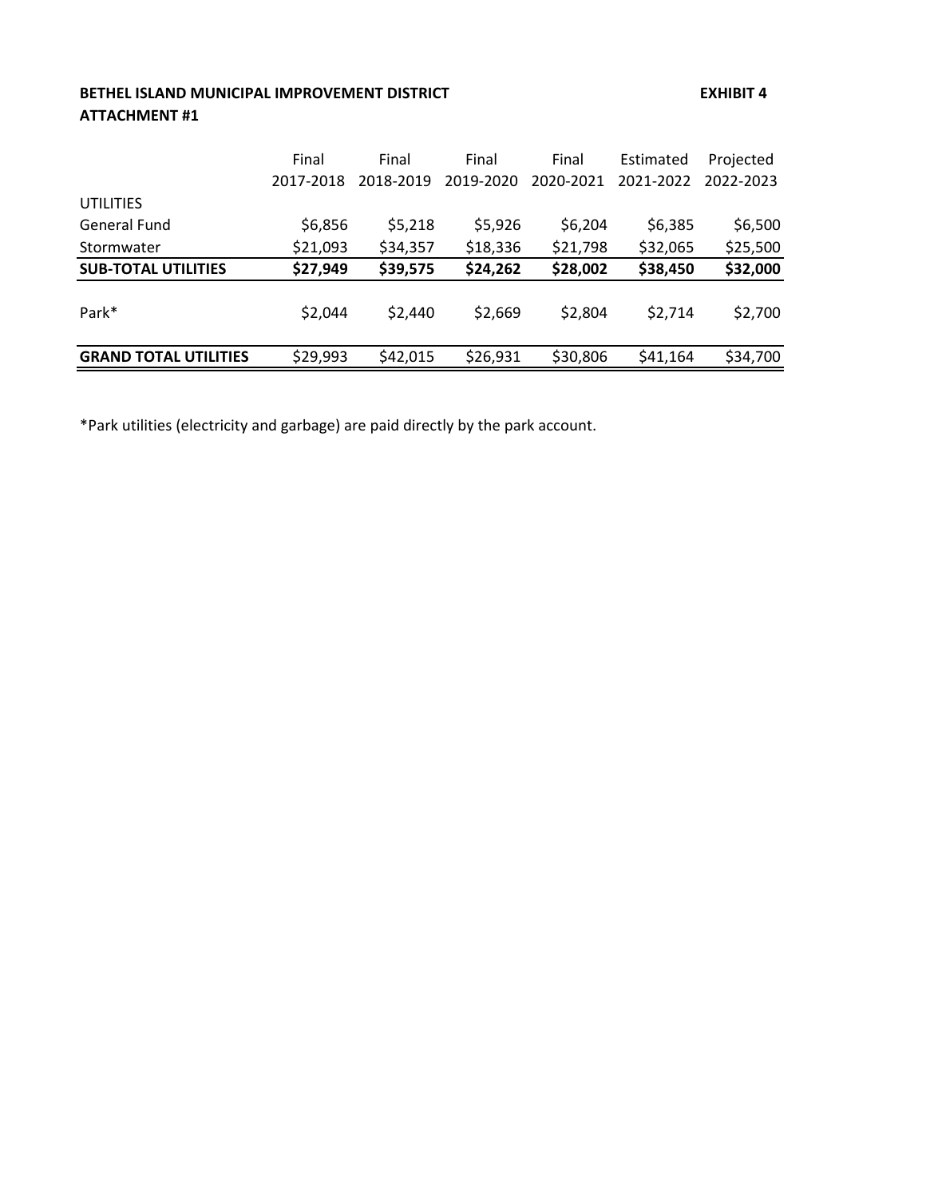**BETHEL ISLAND MUNICIPAL IMPROVEMENT DISTRICT** **EXHIBIT 4**

**ATTACHMENT #1**

| | Final 2017-2018 | Final 2018-2019 | Final 2019-2020 | Final 2020-2021 | Estimated 2021-2022 | Projected 2022-2023 |
|---|---|---|---|---|---|---|
| UTILITIES | | | | | | |
| General Fund | $6,856 | $5,218 | $5,926 | $6,204 | $6,385 | $6,500 |
| Stormwater | $21,093 | $34,357 | $18,336 | $21,798 | $32,065 | $25,500 |
| **SUB-TOTAL UTILITIES** | **$27,949** | **$39,575** | **$24,262** | **$28,002** | **$38,450** | **$32,000** |
| Park* | $2,044 | $2,440 | $2,669 | $2,804 | $2,714 | $2,700 |
| **GRAND TOTAL UTILITIES** | $29,993 | $42,015 | $26,931 | $30,806 | $41,164 | $34,700 |

*Park utilities (electricity and garbage) are paid directly by the park account.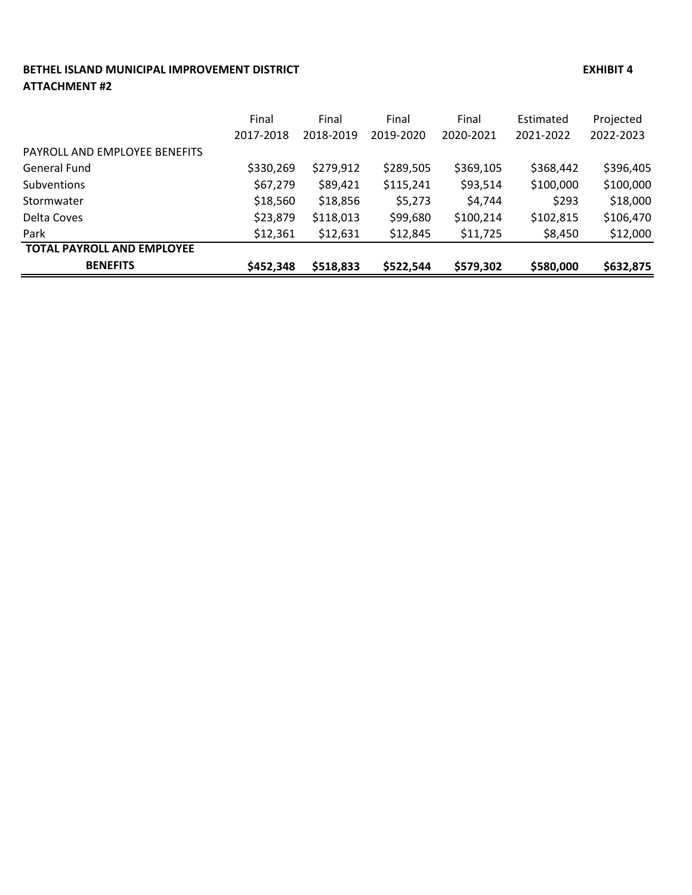**BETHEL ISLAND MUNICIPAL IMPROVEMENT DISTRICT** **EXHIBIT 4**

**ATTACHMENT #2**

| | Final 2017-2018 | Final 2018-2019 | Final 2019-2020 | Final 2020-2021 | Estimated 2021-2022 | Projected 2022-2023 |
|---|---|---|---|---|---|---|
| PAYROLL AND EMPLOYEE BENEFITS | | | | | | |
| General Fund | $330,269 | $279,912 | $289,505 | $369,105 | $368,442 | $396,405 |
| Subventions | $67,279 | $89,421 | $115,241 | $93,514 | $100,000 | $100,000 |
| Stormwater | $18,560 | $18,856 | $5,273 | $4,744 | $293 | $18,000 |
| Delta Coves | $23,879 | $118,013 | $99,680 | $100,214 | $102,815 | $106,470 |
| Park | $12,361 | $12,631 | $12,845 | $11,725 | $8,450 | $12,000 |
| **TOTAL PAYROLL AND EMPLOYEE BENEFITS** | **$452,348** | **$518,833** | **$522,544** | **$579,302** | **$580,000** | **$632,875** |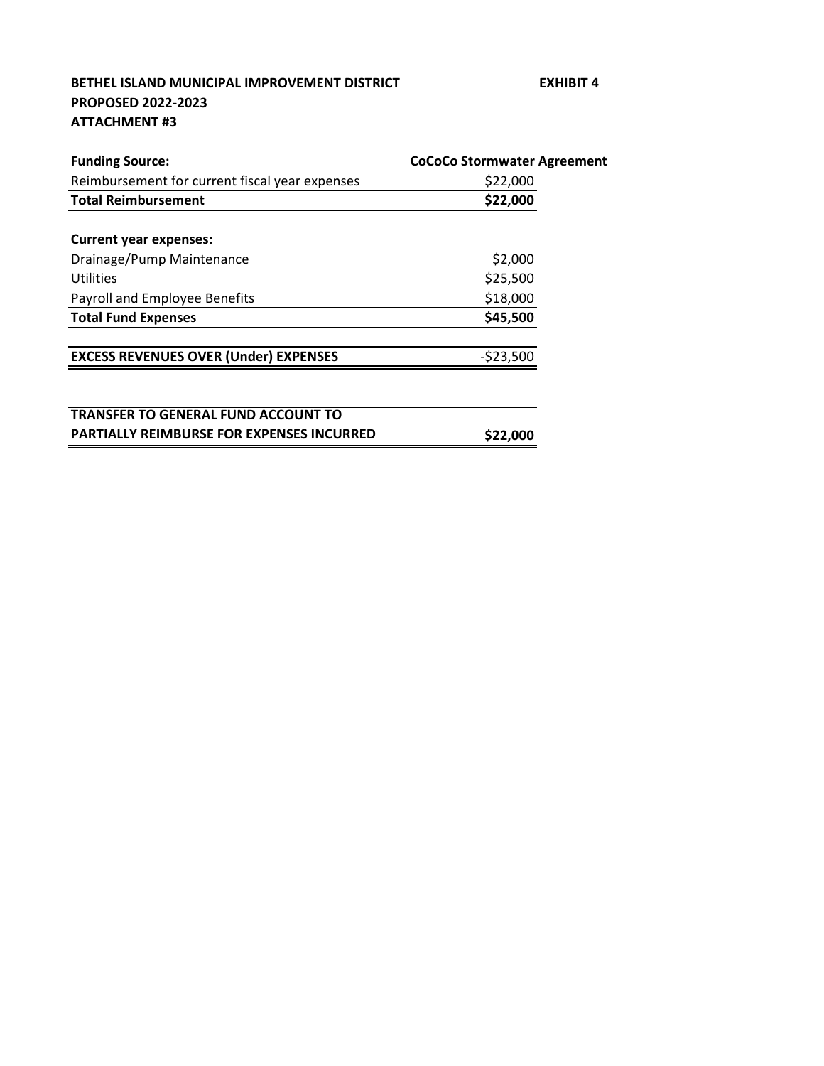**BETHEL ISLAND MUNICIPAL IMPROVEMENT DISTRICT** **EXHIBIT 4**

**PROPOSED 2022-2023**

**ATTACHMENT #3**

| **Funding Source:** | **CoCoCo Stormwater Agreement** |
|---|---|
| Reimbursement for current fiscal year expenses | $22,000 |
| **Total Reimbursement** | **$22,000** |
| | |
| **Current year expenses:** | |
| Drainage/Pump Maintenance | $2,000 |
| Utilities | $25,500 |
| Payroll and Employee Benefits | $18,000 |
| **Total Fund Expenses** | **$45,500** |
| | |
| **EXCESS REVENUES OVER (Under) EXPENSES** | -$23,500 |
| | |
| **TRANSFER TO GENERAL FUND ACCOUNT TO PARTIALLY REIMBURSE FOR EXPENSES INCURRED** | **$22,000** |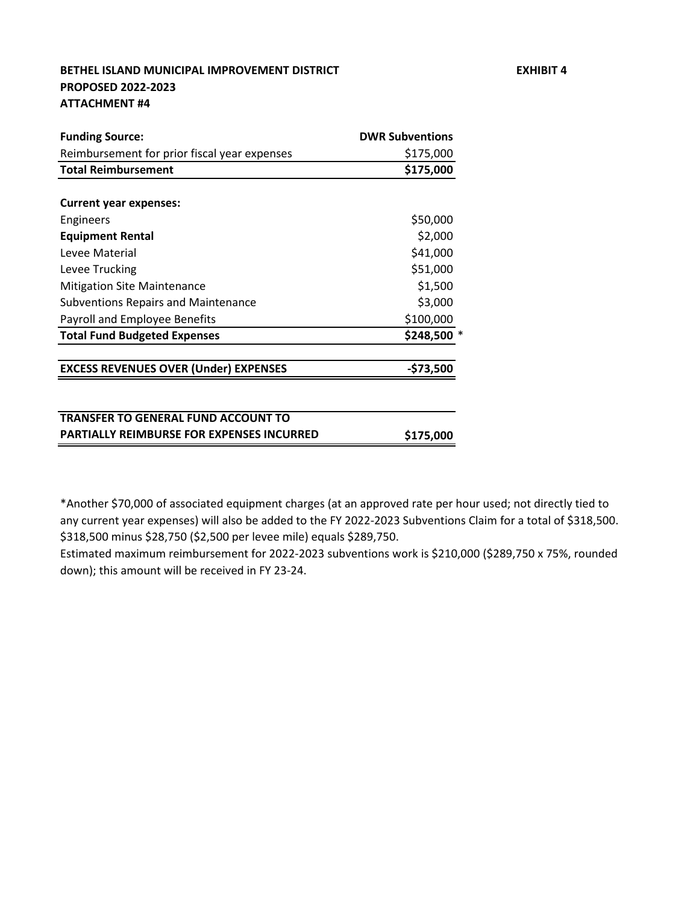**BETHEL ISLAND MUNICIPAL IMPROVEMENT DISTRICT** **EXHIBIT 4**
**PROPOSED 2022-2023**
**ATTACHMENT #4**

| **Funding Source:** | **DWR Subventions** |
|---|---|
| Reimbursement for prior fiscal year expenses | $175,000 |
| **Total Reimbursement** | **$175,000** |
| | |
| **Current year expenses:** | |
| Engineers | $50,000 |
| **Equipment Rental** | $2,000 |
| Levee Material | $41,000 |
| Levee Trucking | $51,000 |
| Mitigation Site Maintenance | $1,500 |
| Subventions Repairs and Maintenance | $3,000 |
| Payroll and Employee Benefits | $100,000 |
| **Total Fund Budgeted Expenses** | **$248,500** * |
| | |
| **EXCESS REVENUES OVER (Under) EXPENSES** | **-$73,500** |
| | |
| **TRANSFER TO GENERAL FUND ACCOUNT TO PARTIALLY REIMBURSE FOR EXPENSES INCURRED** | **$175,000** |

*Another $70,000 of associated equipment charges (at an approved rate per hour used; not directly tied to any current year expenses) will also be added to the FY 2022-2023 Subventions Claim for a total of $318,500. $318,500 minus $28,750 ($2,500 per levee mile) equals $289,750.
Estimated maximum reimbursement for 2022-2023 subventions work is $210,000 ($289,750 x 75%, rounded down); this amount will be received in FY 23-24.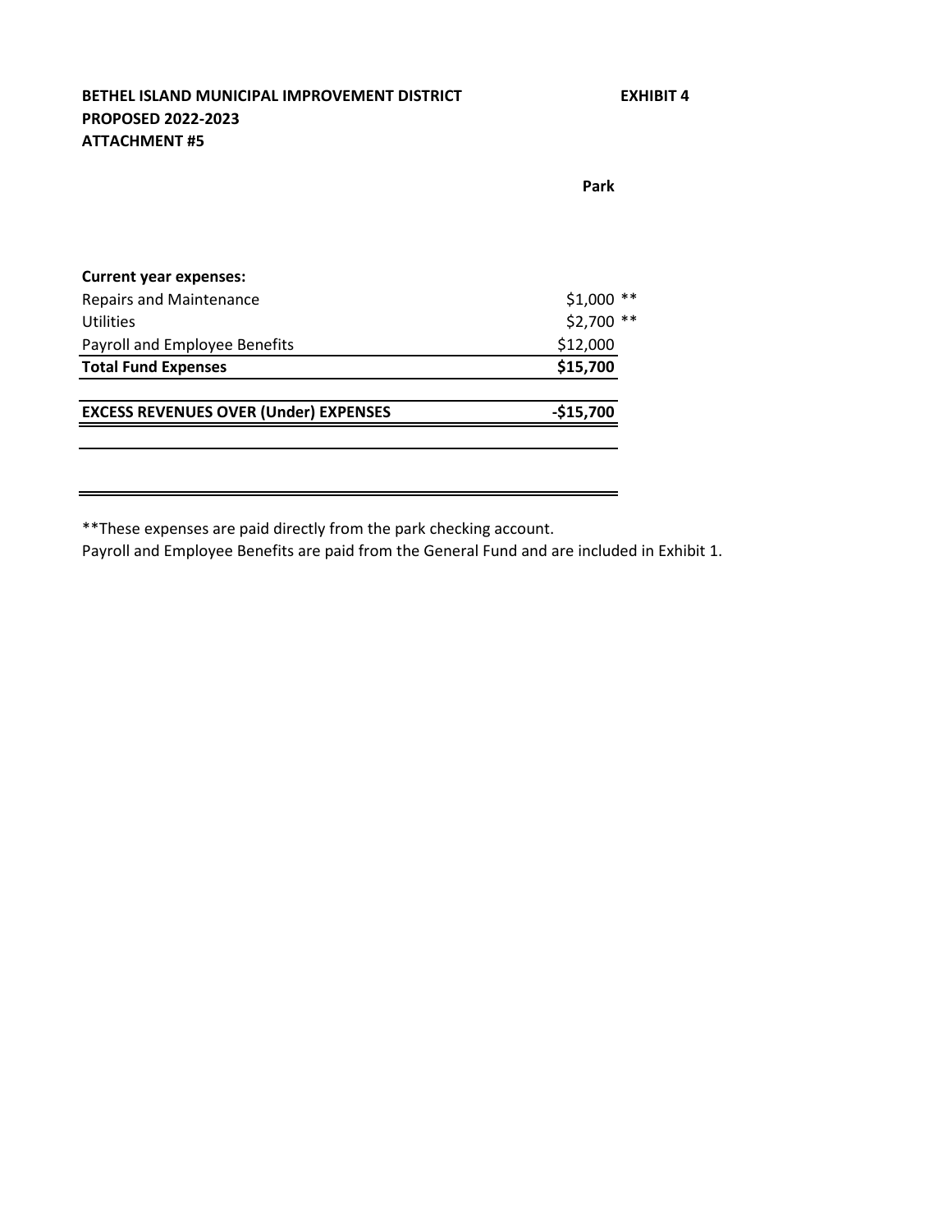**BETHEL ISLAND MUNICIPAL IMPROVEMENT DISTRICT** **EXHIBIT 4**

**PROPOSED 2022-2023**

**ATTACHMENT #5**

| | **Park** |
|---|---|
| **Current year expenses:** | |
| Repairs and Maintenance | $1,000 ** |
| Utilities | $2,700 ** |
| Payroll and Employee Benefits | $12,000 |
| **Total Fund Expenses** | **$15,700** |
| | |
| **EXCESS REVENUES OVER (Under) EXPENSES** | **-$15,700** |

**These expenses are paid directly from the park checking account.

Payroll and Employee Benefits are paid from the General Fund and are included in Exhibit 1.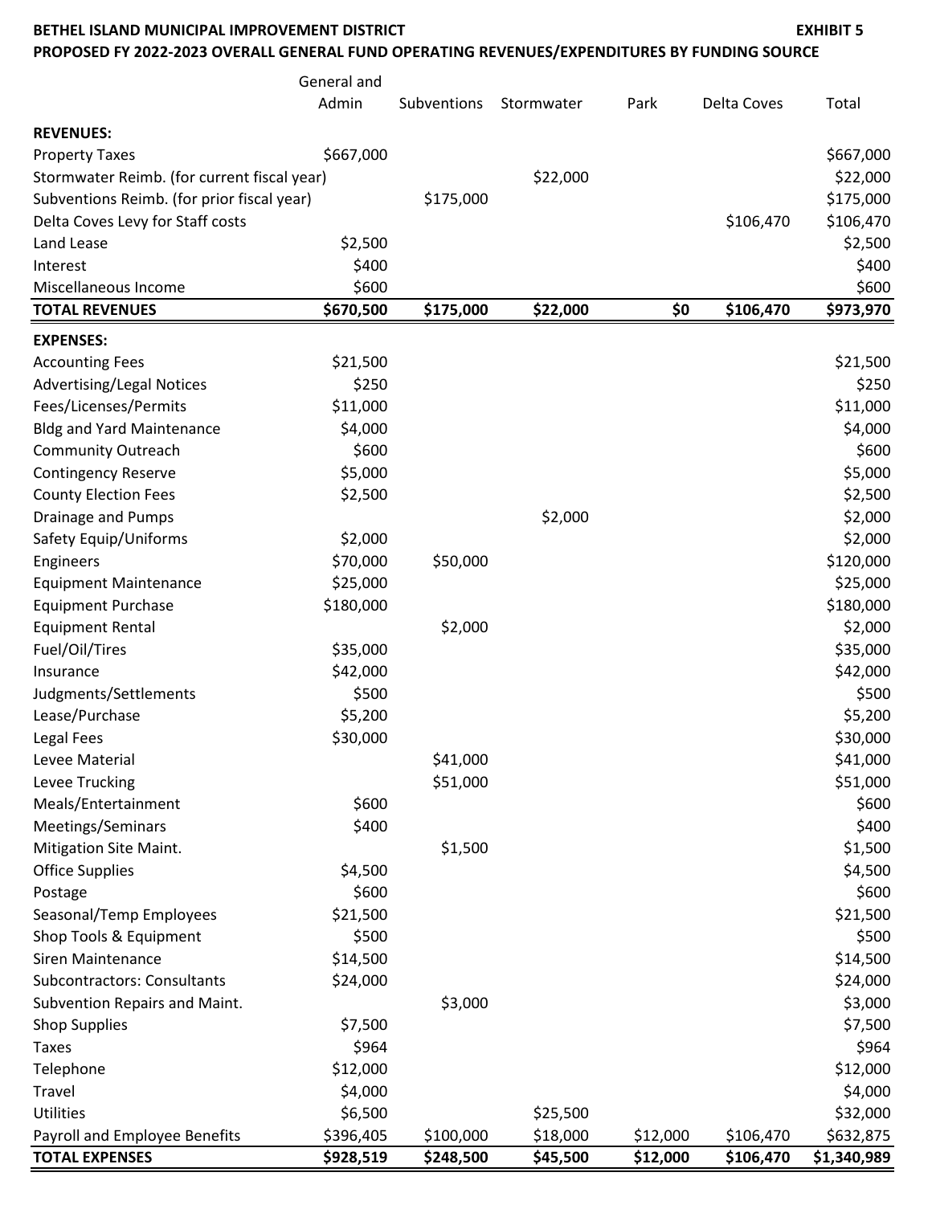**BETHEL ISLAND MUNICIPAL IMPROVEMENT DISTRICT** **EXHIBIT 5**

**PROPOSED FY 2022-2023 OVERALL GENERAL FUND OPERATING REVENUES/EXPENDITURES BY FUNDING SOURCE**

| | General and Admin | Subventions | Stormwater | Park | Delta Coves | Total |
|---|---|---|---|---|---|---|
| **REVENUES:** | | | | | | |
| Property Taxes | $667,000 | | | | | $667,000 |
| Stormwater Reimb. (for current fiscal year) | | | $22,000 | | | $22,000 |
| Subventions Reimb. (for prior fiscal year) | | $175,000 | | | | $175,000 |
| Delta Coves Levy for Staff costs | | | | | $106,470 | $106,470 |
| Land Lease | $2,500 | | | | | $2,500 |
| Interest | $400 | | | | | $400 |
| Miscellaneous Income | $600 | | | | | $600 |
| **TOTAL REVENUES** | **$670,500** | **$175,000** | **$22,000** | **$0** | **$106,470** | **$973,970** |
| **EXPENSES:** | | | | | | |
| Accounting Fees | $21,500 | | | | | $21,500 |
| Advertising/Legal Notices | $250 | | | | | $250 |
| Fees/Licenses/Permits | $11,000 | | | | | $11,000 |
| Bldg and Yard Maintenance | $4,000 | | | | | $4,000 |
| Community Outreach | $600 | | | | | $600 |
| Contingency Reserve | $5,000 | | | | | $5,000 |
| County Election Fees | $2,500 | | | | | $2,500 |
| Drainage and Pumps | | | $2,000 | | | $2,000 |
| Safety Equip/Uniforms | $2,000 | | | | | $2,000 |
| Engineers | $70,000 | $50,000 | | | | $120,000 |
| Equipment Maintenance | $25,000 | | | | | $25,000 |
| Equipment Purchase | $180,000 | | | | | $180,000 |
| Equipment Rental | | $2,000 | | | | $2,000 |
| Fuel/Oil/Tires | $35,000 | | | | | $35,000 |
| Insurance | $42,000 | | | | | $42,000 |
| Judgments/Settlements | $500 | | | | | $500 |
| Lease/Purchase | $5,200 | | | | | $5,200 |
| Legal Fees | $30,000 | | | | | $30,000 |
| Levee Material | | $41,000 | | | | $41,000 |
| Levee Trucking | | $51,000 | | | | $51,000 |
| Meals/Entertainment | $600 | | | | | $600 |
| Meetings/Seminars | $400 | | | | | $400 |
| Mitigation Site Maint. | | $1,500 | | | | $1,500 |
| Office Supplies | $4,500 | | | | | $4,500 |
| Postage | $600 | | | | | $600 |
| Seasonal/Temp Employees | $21,500 | | | | | $21,500 |
| Shop Tools & Equipment | $500 | | | | | $500 |
| Siren Maintenance | $14,500 | | | | | $14,500 |
| Subcontractors: Consultants | $24,000 | | | | | $24,000 |
| Subvention Repairs and Maint. | | $3,000 | | | | $3,000 |
| Shop Supplies | $7,500 | | | | | $7,500 |
| Taxes | $964 | | | | | $964 |
| Telephone | $12,000 | | | | | $12,000 |
| Travel | $4,000 | | | | | $4,000 |
| Utilities | $6,500 | | $25,500 | | | $32,000 |
| Payroll and Employee Benefits | $396,405 | $100,000 | $18,000 | $12,000 | $106,470 | $632,875 |
| **TOTAL EXPENSES** | **$928,519** | **$248,500** | **$45,500** | **$12,000** | **$106,470** | **$1,340,989** |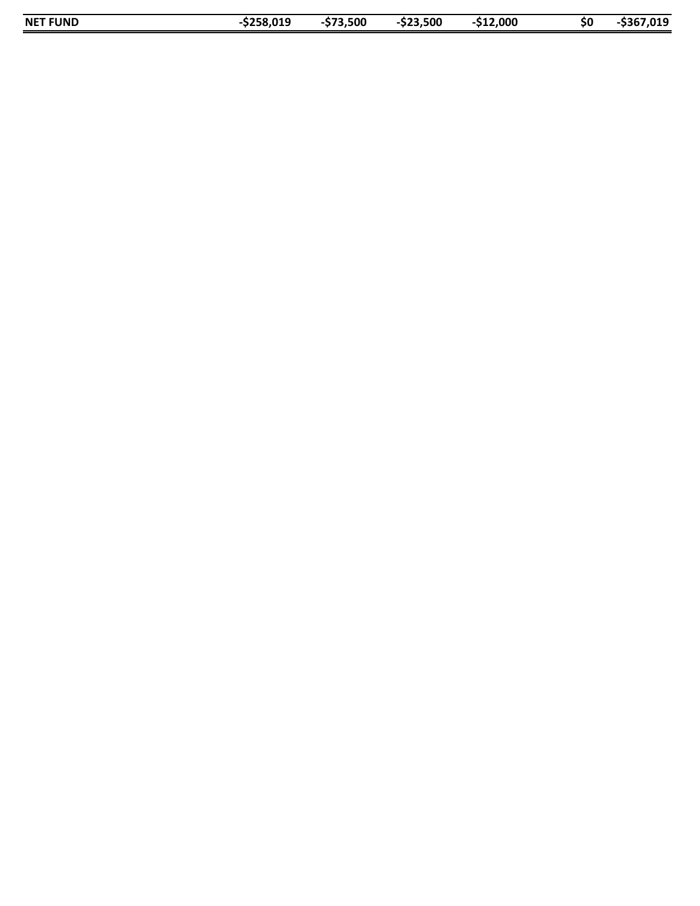| | | | | | | |
|---|---|---|---|---|---|---|
| **NET FUND** | **-$258,019** | **-$73,500** | **-$23,500** | **-$12,000** | **$0** | **-$367,019** |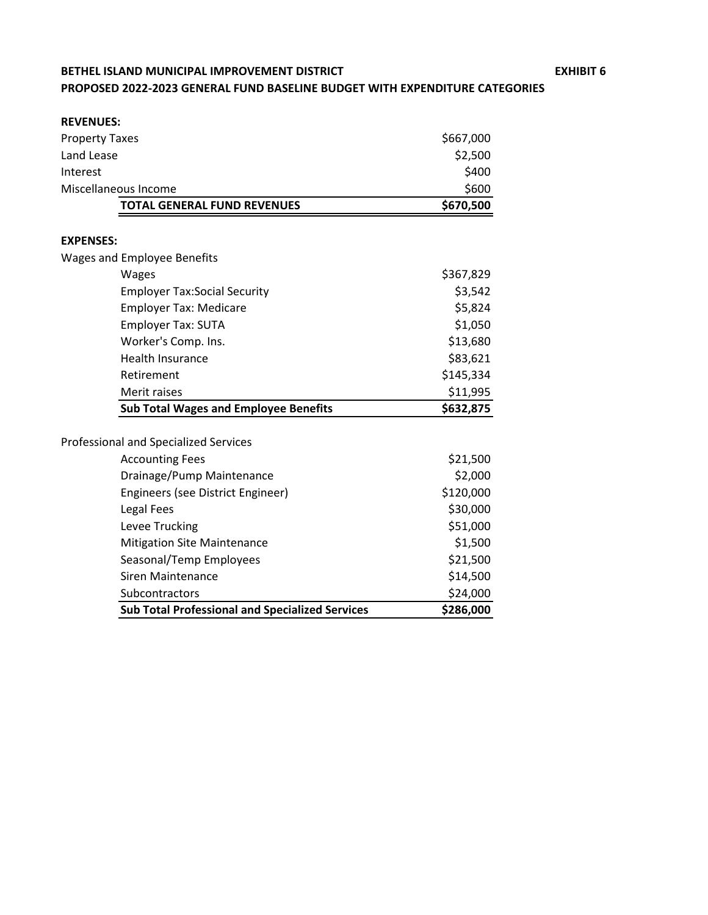**BETHEL ISLAND MUNICIPAL IMPROVEMENT DISTRICT** **EXHIBIT 6**

**PROPOSED 2022-2023 GENERAL FUND BASELINE BUDGET WITH EXPENDITURE CATEGORIES**

| | |
|---|---|
| **REVENUES:** | |
| Property Taxes | $667,000 |
| Land Lease | $2,500 |
| Interest | $400 |
| Miscellaneous Income | $600 |
| **TOTAL GENERAL FUND REVENUES** | **$670,500** |
| | |
| **EXPENSES:** | |
| Wages and Employee Benefits | |
| Wages | $367,829 |
| Employer Tax:Social Security | $3,542 |
| Employer Tax: Medicare | $5,824 |
| Employer Tax: SUTA | $1,050 |
| Worker's Comp. Ins. | $13,680 |
| Health Insurance | $83,621 |
| Retirement | $145,334 |
| Merit raises | $11,995 |
| **Sub Total Wages and Employee Benefits** | **$632,875** |
| | |
| Professional and Specialized Services | |
| Accounting Fees | $21,500 |
| Drainage/Pump Maintenance | $2,000 |
| Engineers (see District Engineer) | $120,000 |
| Legal Fees | $30,000 |
| Levee Trucking | $51,000 |
| Mitigation Site Maintenance | $1,500 |
| Seasonal/Temp Employees | $21,500 |
| Siren Maintenance | $14,500 |
| Subcontractors | $24,000 |
| **Sub Total Professional and Specialized Services** | **$286,000** |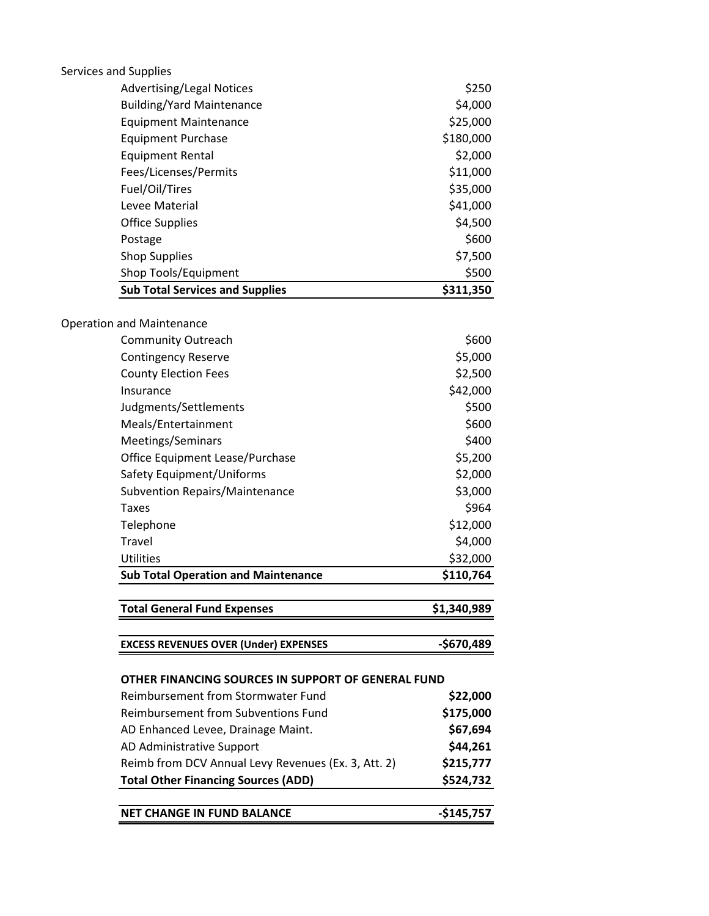| | |
|---|---|
| **Services and Supplies** | |
| Advertising/Legal Notices | $250 |
| Building/Yard Maintenance | $4,000 |
| Equipment Maintenance | $25,000 |
| Equipment Purchase | $180,000 |
| Equipment Rental | $2,000 |
| Fees/Licenses/Permits | $11,000 |
| Fuel/Oil/Tires | $35,000 |
| Levee Material | $41,000 |
| Office Supplies | $4,500 |
| Postage | $600 |
| Shop Supplies | $7,500 |
| Shop Tools/Equipment | $500 |
| **Sub Total Services and Supplies** | **$311,350** |
| **Operation and Maintenance** | |
| Community Outreach | $600 |
| Contingency Reserve | $5,000 |
| County Election Fees | $2,500 |
| Insurance | $42,000 |
| Judgments/Settlements | $500 |
| Meals/Entertainment | $600 |
| Meetings/Seminars | $400 |
| Office Equipment Lease/Purchase | $5,200 |
| Safety Equipment/Uniforms | $2,000 |
| Subvention Repairs/Maintenance | $3,000 |
| Taxes | $964 |
| Telephone | $12,000 |
| Travel | $4,000 |
| Utilities | $32,000 |
| **Sub Total Operation and Maintenance** | **$110,764** |
| **Total General Fund Expenses** | **$1,340,989** |
| **EXCESS REVENUES OVER (Under) EXPENSES** | **-$670,489** |
| **OTHER FINANCING SOURCES IN SUPPORT OF GENERAL FUND** | |
| Reimbursement from Stormwater Fund | **$22,000** |
| Reimbursement from Subventions Fund | **$175,000** |
| AD Enhanced Levee, Drainage Maint. | **$67,694** |
| AD Administrative Support | **$44,261** |
| Reimb from DCV Annual Levy Revenues (Ex. 3, Att. 2) | **$215,777** |
| **Total Other Financing Sources (ADD)** | **$524,732** |
| **NET CHANGE IN FUND BALANCE** | **-$145,757** |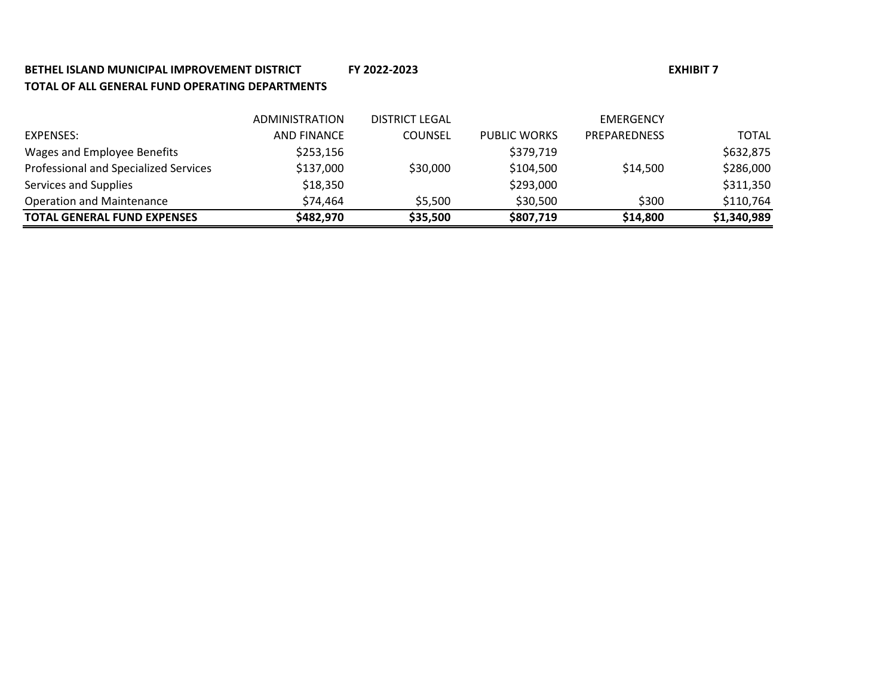**BETHEL ISLAND MUNICIPAL IMPROVEMENT DISTRICT** **FY 2022-2023** **EXHIBIT 7**

**TOTAL OF ALL GENERAL FUND OPERATING DEPARTMENTS**

| EXPENSES: | ADMINISTRATION AND FINANCE | DISTRICT LEGAL COUNSEL | PUBLIC WORKS | EMERGENCY PREPAREDNESS | TOTAL |
|---|---|---|---|---|---|
| Wages and Employee Benefits | $253,156 | | $379,719 | | $632,875 |
| Professional and Specialized Services | $137,000 | $30,000 | $104,500 | $14,500 | $286,000 |
| Services and Supplies | $18,350 | | $293,000 | | $311,350 |
| Operation and Maintenance | $74,464 | $5,500 | $30,500 | $300 | $110,764 |
| **TOTAL GENERAL FUND EXPENSES** | **$482,970** | **$35,500** | **$807,719** | **$14,800** | **$1,340,989** |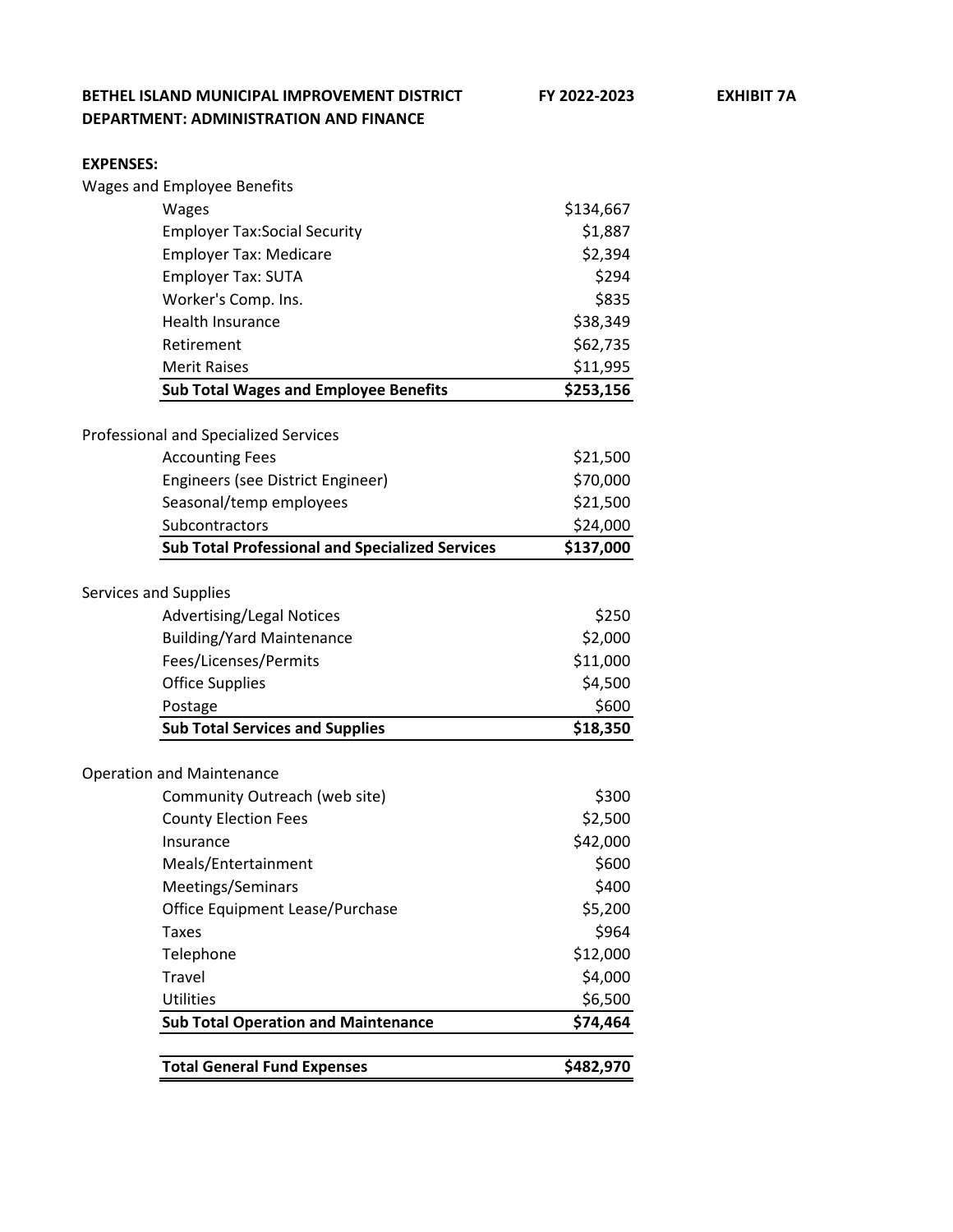**BETHEL ISLAND MUNICIPAL IMPROVEMENT DISTRICT** **FY 2022-2023** **EXHIBIT 7A**

**DEPARTMENT: ADMINISTRATION AND FINANCE**

**EXPENSES:**

| | |
|---|---|
| Wages and Employee Benefits | |
| Wages | $134,667 |
| Employer Tax:Social Security | $1,887 |
| Employer Tax: Medicare | $2,394 |
| Employer Tax: SUTA | $294 |
| Worker's Comp. Ins. | $835 |
| Health Insurance | $38,349 |
| Retirement | $62,735 |
| Merit Raises | $11,995 |
| **Sub Total Wages and Employee Benefits** | **$253,156** |
| | |
| Professional and Specialized Services | |
| Accounting Fees | $21,500 |
| Engineers (see District Engineer) | $70,000 |
| Seasonal/temp employees | $21,500 |
| Subcontractors | $24,000 |
| **Sub Total Professional and Specialized Services** | **$137,000** |
| | |
| Services and Supplies | |
| Advertising/Legal Notices | $250 |
| Building/Yard Maintenance | $2,000 |
| Fees/Licenses/Permits | $11,000 |
| Office Supplies | $4,500 |
| Postage | $600 |
| **Sub Total Services and Supplies** | **$18,350** |
| | |
| Operation and Maintenance | |
| Community Outreach (web site) | $300 |
| County Election Fees | $2,500 |
| Insurance | $42,000 |
| Meals/Entertainment | $600 |
| Meetings/Seminars | $400 |
| Office Equipment Lease/Purchase | $5,200 |
| Taxes | $964 |
| Telephone | $12,000 |
| Travel | $4,000 |
| Utilities | $6,500 |
| **Sub Total Operation and Maintenance** | **$74,464** |
| | |
| **Total General Fund Expenses** | **$482,970** |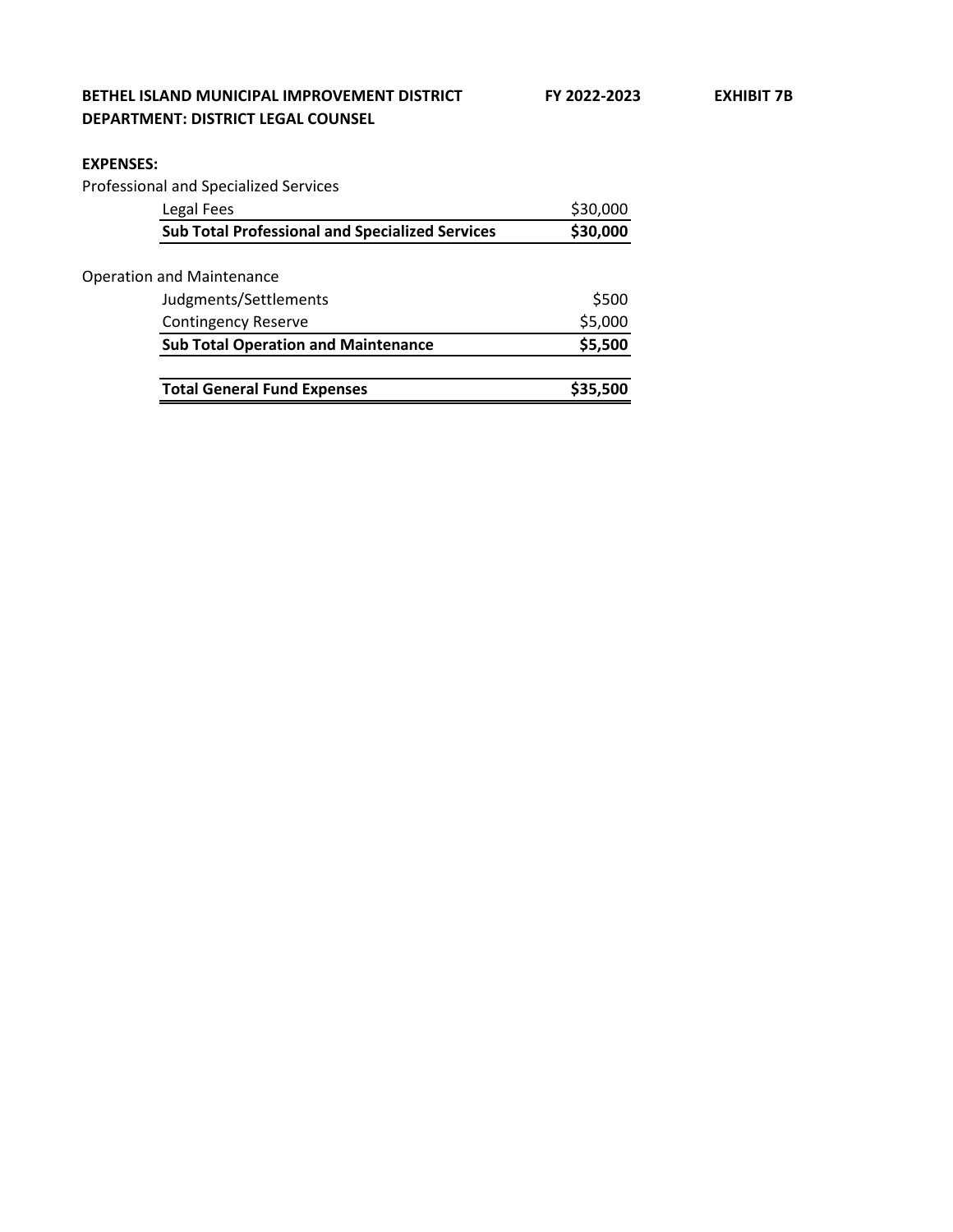**BETHEL ISLAND MUNICIPAL IMPROVEMENT DISTRICT** **FY 2022-2023** **EXHIBIT 7B**

**DEPARTMENT: DISTRICT LEGAL COUNSEL**

**EXPENSES:**

| Item | Amount |
|---|---|
| Professional and Specialized Services | |
| Legal Fees | $30,000 |
| **Sub Total Professional and Specialized Services** | **$30,000** |
| | |
| Operation and Maintenance | |
| Judgments/Settlements | $500 |
| Contingency Reserve | $5,000 |
| **Sub Total Operation and Maintenance** | **$5,500** |
| | |
| **Total General Fund Expenses** | **$35,500** |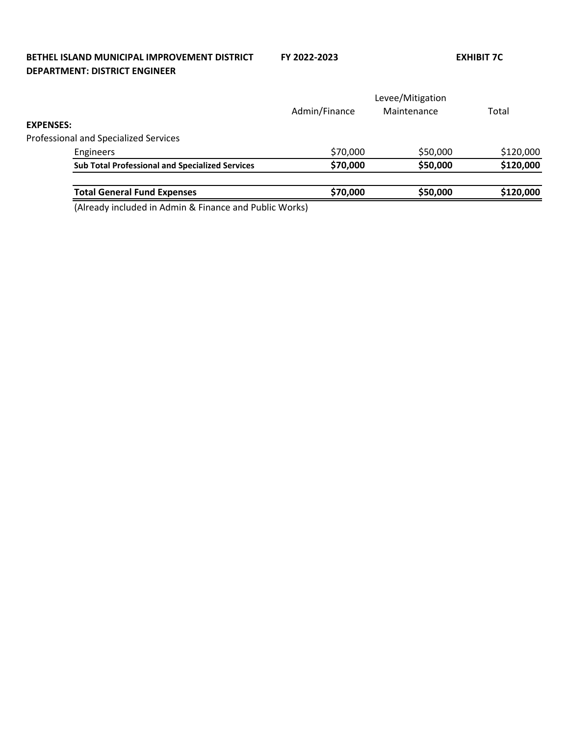**BETHEL ISLAND MUNICIPAL IMPROVEMENT DISTRICT** **FY 2022-2023** **EXHIBIT 7C**

**DEPARTMENT: DISTRICT ENGINEER**

| | Admin/Finance | Levee/Mitigation Maintenance | Total |
|---|---|---|---|
| **EXPENSES:** | | | |
| Professional and Specialized Services | | | |
| Engineers | $70,000 | $50,000 | $120,000 |
| **Sub Total Professional and Specialized Services** | **$70,000** | **$50,000** | **$120,000** |
| | | | |
| **Total General Fund Expenses** | **$70,000** | **$50,000** | **$120,000** |

(Already included in Admin & Finance and Public Works)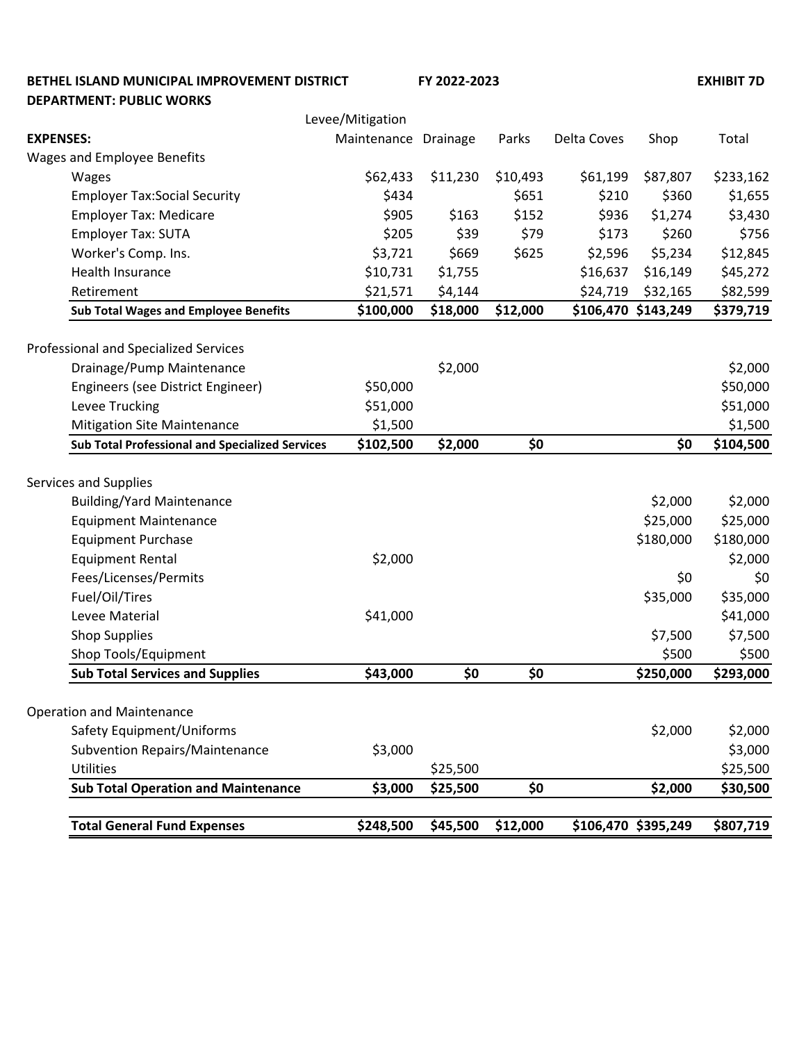**BETHEL ISLAND MUNICIPAL IMPROVEMENT DISTRICT** **FY 2022-2023** **EXHIBIT 7D**

**DEPARTMENT: PUBLIC WORKS**

| EXPENSES: | Levee/Mitigation Maintenance | Drainage | Parks | Delta Coves | Shop | Total |
|---|---|---|---|---|---|---|
| Wages and Employee Benefits | | | | | | |
| Wages | $62,433 | $11,230 | $10,493 | $61,199 | $87,807 | $233,162 |
| Employer Tax:Social Security | $434 | | $651 | $210 | $360 | $1,655 |
| Employer Tax: Medicare | $905 | $163 | $152 | $936 | $1,274 | $3,430 |
| Employer Tax: SUTA | $205 | $39 | $79 | $173 | $260 | $756 |
| Worker's Comp. Ins. | $3,721 | $669 | $625 | $2,596 | $5,234 | $12,845 |
| Health Insurance | $10,731 | $1,755 | | $16,637 | $16,149 | $45,272 |
| Retirement | $21,571 | $4,144 | | $24,719 | $32,165 | $82,599 |
| **Sub Total Wages and Employee Benefits** | **$100,000** | **$18,000** | **$12,000** | **$106,470** | **$143,249** | **$379,719** |
| Professional and Specialized Services | | | | | | |
| Drainage/Pump Maintenance | | $2,000 | | | | $2,000 |
| Engineers (see District Engineer) | $50,000 | | | | | $50,000 |
| Levee Trucking | $51,000 | | | | | $51,000 |
| Mitigation Site Maintenance | $1,500 | | | | | $1,500 |
| **Sub Total Professional and Specialized Services** | **$102,500** | **$2,000** | **$0** | | **$0** | **$104,500** |
| Services and Supplies | | | | | | |
| Building/Yard Maintenance | | | | | $2,000 | $2,000 |
| Equipment Maintenance | | | | | $25,000 | $25,000 |
| Equipment Purchase | | | | | $180,000 | $180,000 |
| Equipment Rental | $2,000 | | | | | $2,000 |
| Fees/Licenses/Permits | | | | | $0 | $0 |
| Fuel/Oil/Tires | | | | | $35,000 | $35,000 |
| Levee Material | $41,000 | | | | | $41,000 |
| Shop Supplies | | | | | $7,500 | $7,500 |
| Shop Tools/Equipment | | | | | $500 | $500 |
| **Sub Total Services and Supplies** | **$43,000** | **$0** | **$0** | | **$250,000** | **$293,000** |
| Operation and Maintenance | | | | | | |
| Safety Equipment/Uniforms | | | | | $2,000 | $2,000 |
| Subvention Repairs/Maintenance | $3,000 | | | | | $3,000 |
| Utilities | | $25,500 | | | | $25,500 |
| **Sub Total Operation and Maintenance** | **$3,000** | **$25,500** | **$0** | | **$2,000** | **$30,500** |
| **Total General Fund Expenses** | **$248,500** | **$45,500** | **$12,000** | **$106,470** | **$395,249** | **$807,719** |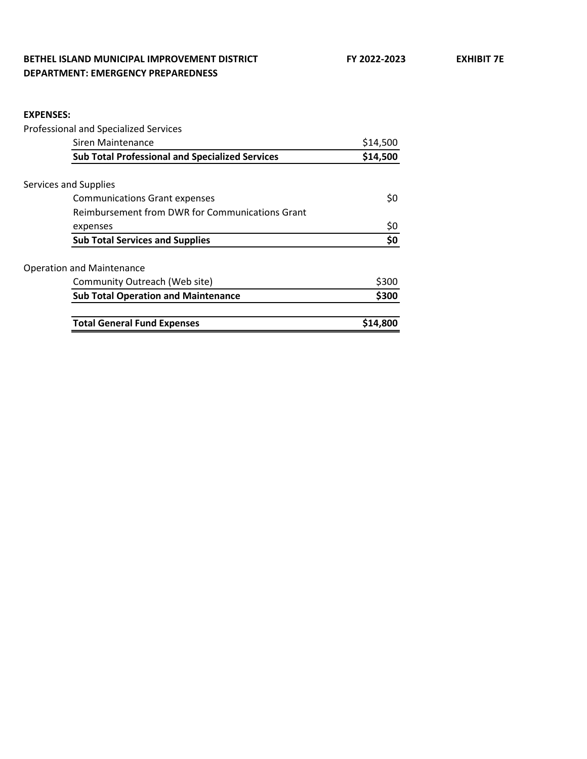**BETHEL ISLAND MUNICIPAL IMPROVEMENT DISTRICT** **FY 2022-2023** **EXHIBIT 7E**

**DEPARTMENT: EMERGENCY PREPAREDNESS**

**EXPENSES:**

| | |
|---|---|
| Professional and Specialized Services | |
| Siren Maintenance | $14,500 |
| **Sub Total Professional and Specialized Services** | **$14,500** |
| | |
| Services and Supplies | |
| Communications Grant expenses | $0 |
| Reimbursement from DWR for Communications Grant expenses | $0 |
| **Sub Total Services and Supplies** | **$0** |
| | |
| Operation and Maintenance | |
| Community Outreach (Web site) | $300 |
| **Sub Total Operation and Maintenance** | **$300** |
| | |
| **Total General Fund Expenses** | **$14,800** |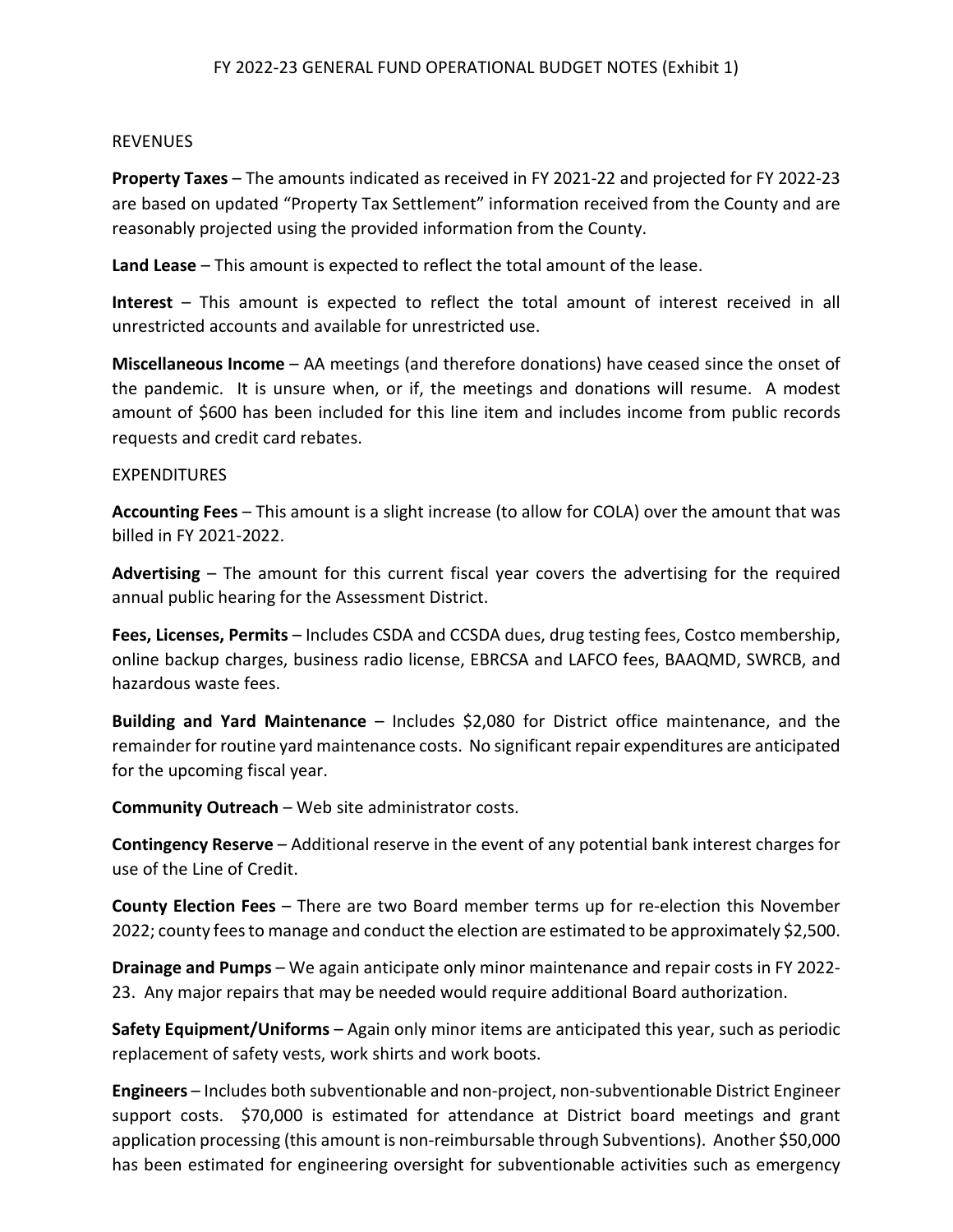FY 2022-23 GENERAL FUND OPERATIONAL BUDGET NOTES (Exhibit 1)

REVENUES

**Property Taxes** – The amounts indicated as received in FY 2021-22 and projected for FY 2022-23 are based on updated "Property Tax Settlement" information received from the County and are reasonably projected using the provided information from the County.

**Land Lease** – This amount is expected to reflect the total amount of the lease.

**Interest** – This amount is expected to reflect the total amount of interest received in all unrestricted accounts and available for unrestricted use.

**Miscellaneous Income** – AA meetings (and therefore donations) have ceased since the onset of the pandemic. It is unsure when, or if, the meetings and donations will resume. A modest amount of $600 has been included for this line item and includes income from public records requests and credit card rebates.

EXPENDITURES

**Accounting Fees** – This amount is a slight increase (to allow for COLA) over the amount that was billed in FY 2021-2022.

**Advertising** – The amount for this current fiscal year covers the advertising for the required annual public hearing for the Assessment District.

**Fees, Licenses, Permits** – Includes CSDA and CCSDA dues, drug testing fees, Costco membership, online backup charges, business radio license, EBRCSA and LAFCO fees, BAAQMD, SWRCB, and hazardous waste fees.

**Building and Yard Maintenance** – Includes $2,080 for District office maintenance, and the remainder for routine yard maintenance costs. No significant repair expenditures are anticipated for the upcoming fiscal year.

**Community Outreach** – Web site administrator costs.

**Contingency Reserve** – Additional reserve in the event of any potential bank interest charges for use of the Line of Credit.

**County Election Fees** – There are two Board member terms up for re-election this November 2022; county fees to manage and conduct the election are estimated to be approximately $2,500.

**Drainage and Pumps** – We again anticipate only minor maintenance and repair costs in FY 2022-23. Any major repairs that may be needed would require additional Board authorization.

**Safety Equipment/Uniforms** – Again only minor items are anticipated this year, such as periodic replacement of safety vests, work shirts and work boots.

**Engineers** – Includes both subventionable and non-project, non-subventionable District Engineer support costs. $70,000 is estimated for attendance at District board meetings and grant application processing (this amount is non-reimbursable through Subventions). Another $50,000 has been estimated for engineering oversight for subventionable activities such as emergency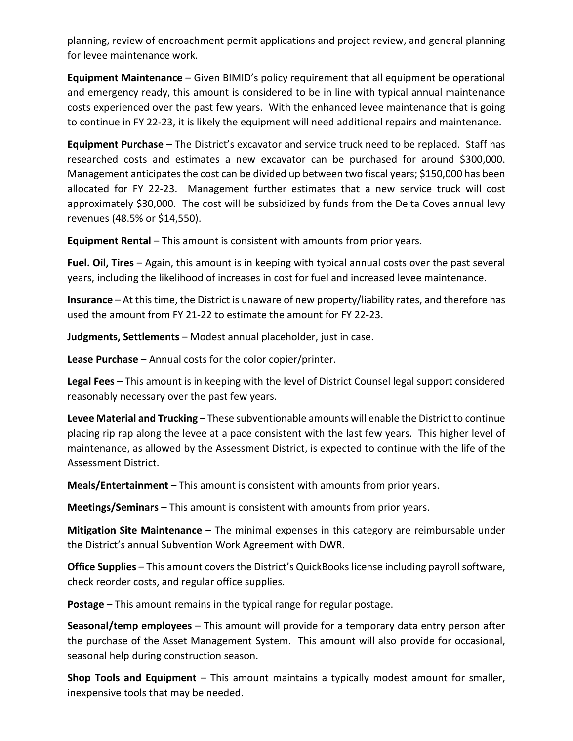planning, review of encroachment permit applications and project review, and general planning for levee maintenance work.

**Equipment Maintenance** – Given BIMID's policy requirement that all equipment be operational and emergency ready, this amount is considered to be in line with typical annual maintenance costs experienced over the past few years. With the enhanced levee maintenance that is going to continue in FY 22-23, it is likely the equipment will need additional repairs and maintenance.

**Equipment Purchase** – The District's excavator and service truck need to be replaced. Staff has researched costs and estimates a new excavator can be purchased for around $300,000. Management anticipates the cost can be divided up between two fiscal years; $150,000 has been allocated for FY 22-23. Management further estimates that a new service truck will cost approximately $30,000. The cost will be subsidized by funds from the Delta Coves annual levy revenues (48.5% or $14,550).

**Equipment Rental** – This amount is consistent with amounts from prior years.

**Fuel. Oil, Tires** – Again, this amount is in keeping with typical annual costs over the past several years, including the likelihood of increases in cost for fuel and increased levee maintenance.

**Insurance** – At this time, the District is unaware of new property/liability rates, and therefore has used the amount from FY 21-22 to estimate the amount for FY 22-23.

**Judgments, Settlements** – Modest annual placeholder, just in case.

**Lease Purchase** – Annual costs for the color copier/printer.

**Legal Fees** – This amount is in keeping with the level of District Counsel legal support considered reasonably necessary over the past few years.

**Levee Material and Trucking** – These subventionable amounts will enable the District to continue placing rip rap along the levee at a pace consistent with the last few years. This higher level of maintenance, as allowed by the Assessment District, is expected to continue with the life of the Assessment District.

**Meals/Entertainment** – This amount is consistent with amounts from prior years.

**Meetings/Seminars** – This amount is consistent with amounts from prior years.

**Mitigation Site Maintenance** – The minimal expenses in this category are reimbursable under the District's annual Subvention Work Agreement with DWR.

**Office Supplies** – This amount covers the District's QuickBooks license including payroll software, check reorder costs, and regular office supplies.

**Postage** – This amount remains in the typical range for regular postage.

**Seasonal/temp employees** – This amount will provide for a temporary data entry person after the purchase of the Asset Management System. This amount will also provide for occasional, seasonal help during construction season.

**Shop Tools and Equipment** – This amount maintains a typically modest amount for smaller, inexpensive tools that may be needed.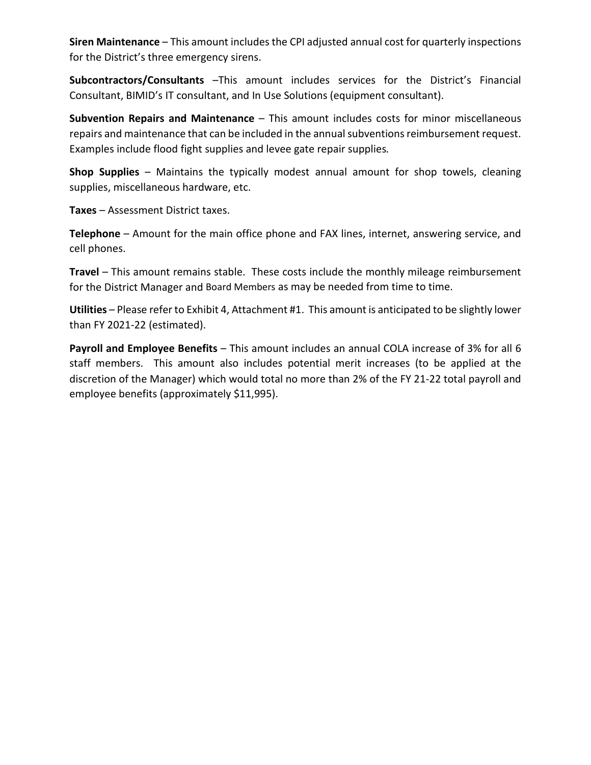**Siren Maintenance** – This amount includes the CPI adjusted annual cost for quarterly inspections for the District's three emergency sirens.

**Subcontractors/Consultants** –This amount includes services for the District's Financial Consultant, BIMID's IT consultant, and In Use Solutions (equipment consultant).

**Subvention Repairs and Maintenance** – This amount includes costs for minor miscellaneous repairs and maintenance that can be included in the annual subventions reimbursement request. Examples include flood fight supplies and levee gate repair supplies.

**Shop Supplies** – Maintains the typically modest annual amount for shop towels, cleaning supplies, miscellaneous hardware, etc.

**Taxes** – Assessment District taxes.

**Telephone** – Amount for the main office phone and FAX lines, internet, answering service, and cell phones.

**Travel** – This amount remains stable. These costs include the monthly mileage reimbursement for the District Manager and Board Members as may be needed from time to time.

**Utilities** – Please refer to Exhibit 4, Attachment #1. This amount is anticipated to be slightly lower than FY 2021-22 (estimated).

**Payroll and Employee Benefits** – This amount includes an annual COLA increase of 3% for all 6 staff members. This amount also includes potential merit increases (to be applied at the discretion of the Manager) which would total no more than 2% of the FY 21-22 total payroll and employee benefits (approximately $11,995).